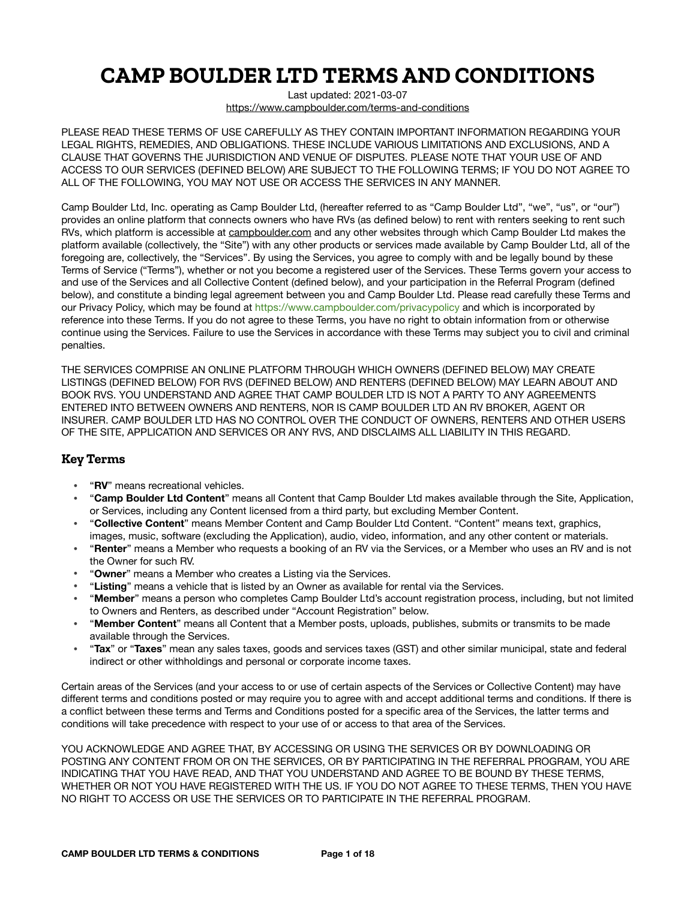# CAMP BOULDER LTD TERMS AND CONDITIONS

Last updated: 2021-03-07
https://www.campboulder.com/terms-and-conditions

PLEASE READ THESE TERMS OF USE CAREFULLY AS THEY CONTAIN IMPORTANT INFORMATION REGARDING YOUR LEGAL RIGHTS, REMEDIES, AND OBLIGATIONS. THESE INCLUDE VARIOUS LIMITATIONS AND EXCLUSIONS, AND A CLAUSE THAT GOVERNS THE JURISDICTION AND VENUE OF DISPUTES. PLEASE NOTE THAT YOUR USE OF AND ACCESS TO OUR SERVICES (DEFINED BELOW) ARE SUBJECT TO THE FOLLOWING TERMS; IF YOU DO NOT AGREE TO ALL OF THE FOLLOWING, YOU MAY NOT USE OR ACCESS THE SERVICES IN ANY MANNER.

Camp Boulder Ltd, Inc. operating as Camp Boulder Ltd, (hereafter referred to as "Camp Boulder Ltd", "we", "us", or "our") provides an online platform that connects owners who have RVs (as defined below) to rent with renters seeking to rent such RVs, which platform is accessible at campboulder.com and any other websites through which Camp Boulder Ltd makes the platform available (collectively, the "Site") with any other products or services made available by Camp Boulder Ltd, all of the foregoing are, collectively, the "Services". By using the Services, you agree to comply with and be legally bound by these Terms of Service ("Terms"), whether or not you become a registered user of the Services. These Terms govern your access to and use of the Services and all Collective Content (defined below), and your participation in the Referral Program (defined below), and constitute a binding legal agreement between you and Camp Boulder Ltd. Please read carefully these Terms and our Privacy Policy, which may be found at https://www.campboulder.com/privacypolicy and which is incorporated by reference into these Terms. If you do not agree to these Terms, you have no right to obtain information from or otherwise continue using the Services. Failure to use the Services in accordance with these Terms may subject you to civil and criminal penalties.

THE SERVICES COMPRISE AN ONLINE PLATFORM THROUGH WHICH OWNERS (DEFINED BELOW) MAY CREATE LISTINGS (DEFINED BELOW) FOR RVS (DEFINED BELOW) AND RENTERS (DEFINED BELOW) MAY LEARN ABOUT AND BOOK RVS. YOU UNDERSTAND AND AGREE THAT CAMP BOULDER LTD IS NOT A PARTY TO ANY AGREEMENTS ENTERED INTO BETWEEN OWNERS AND RENTERS, NOR IS CAMP BOULDER LTD AN RV BROKER, AGENT OR INSURER. CAMP BOULDER LTD HAS NO CONTROL OVER THE CONDUCT OF OWNERS, RENTERS AND OTHER USERS OF THE SITE, APPLICATION AND SERVICES OR ANY RVS, AND DISCLAIMS ALL LIABILITY IN THIS REGARD.

## Key Terms

- "**RV**" means recreational vehicles.
- "**Camp Boulder Ltd Content**" means all Content that Camp Boulder Ltd makes available through the Site, Application, or Services, including any Content licensed from a third party, but excluding Member Content.
- "**Collective Content**" means Member Content and Camp Boulder Ltd Content. "Content" means text, graphics, images, music, software (excluding the Application), audio, video, information, and any other content or materials.
- "**Renter**" means a Member who requests a booking of an RV via the Services, or a Member who uses an RV and is not the Owner for such RV.
- "**Owner**" means a Member who creates a Listing via the Services.
- "**Listing**" means a vehicle that is listed by an Owner as available for rental via the Services.
- "**Member**" means a person who completes Camp Boulder Ltd's account registration process, including, but not limited to Owners and Renters, as described under "Account Registration" below.
- "**Member Content**" means all Content that a Member posts, uploads, publishes, submits or transmits to be made available through the Services.
- "**Tax**" or "**Taxes**" mean any sales taxes, goods and services taxes (GST) and other similar municipal, state and federal indirect or other withholdings and personal or corporate income taxes.

Certain areas of the Services (and your access to or use of certain aspects of the Services or Collective Content) may have different terms and conditions posted or may require you to agree with and accept additional terms and conditions. If there is a conflict between these terms and Terms and Conditions posted for a specific area of the Services, the latter terms and conditions will take precedence with respect to your use of or access to that area of the Services.

YOU ACKNOWLEDGE AND AGREE THAT, BY ACCESSING OR USING THE SERVICES OR BY DOWNLOADING OR POSTING ANY CONTENT FROM OR ON THE SERVICES, OR BY PARTICIPATING IN THE REFERRAL PROGRAM, YOU ARE INDICATING THAT YOU HAVE READ, AND THAT YOU UNDERSTAND AND AGREE TO BE BOUND BY THESE TERMS, WHETHER OR NOT YOU HAVE REGISTERED WITH THE US. IF YOU DO NOT AGREE TO THESE TERMS, THEN YOU HAVE NO RIGHT TO ACCESS OR USE THE SERVICES OR TO PARTICIPATE IN THE REFERRAL PROGRAM.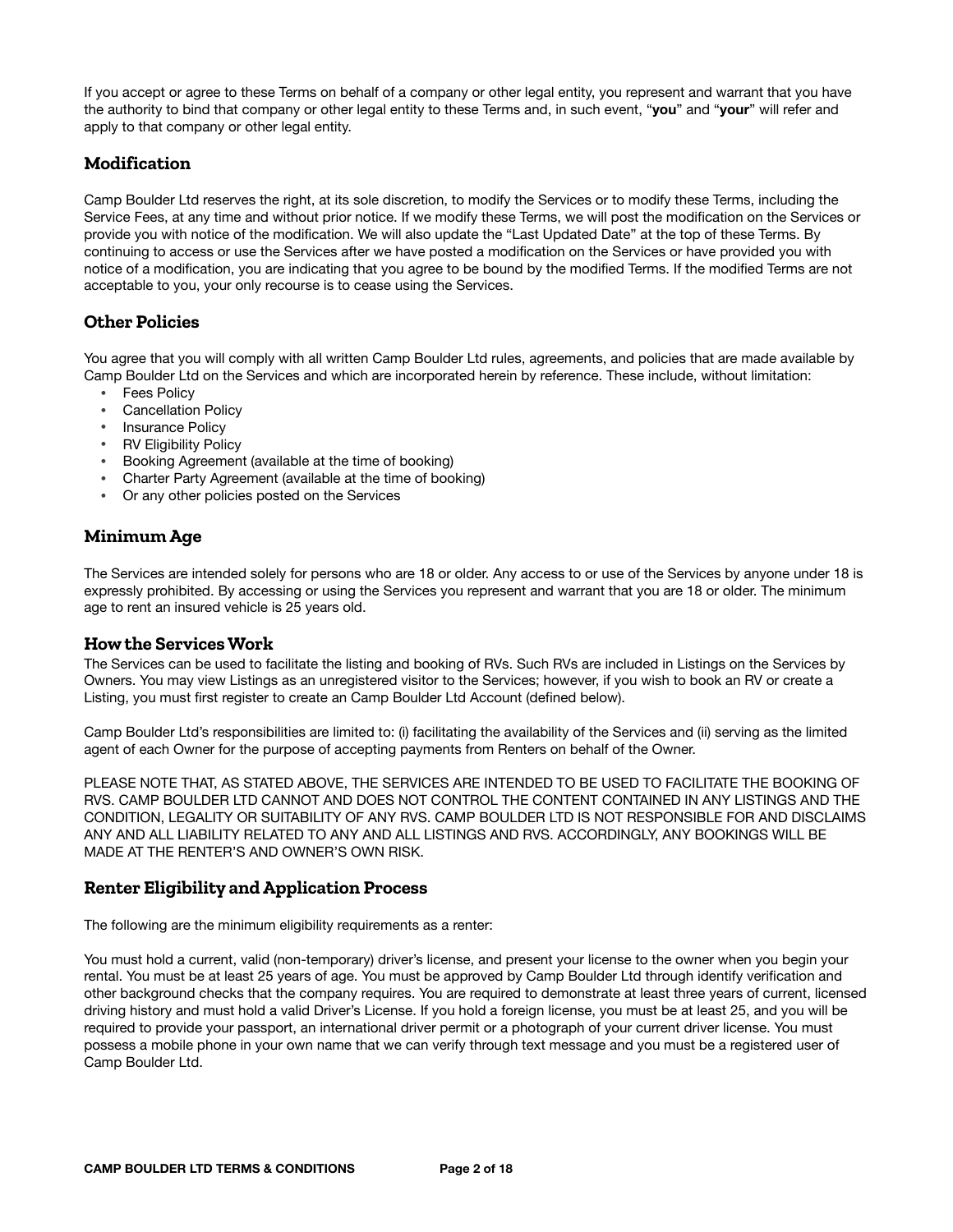If you accept or agree to these Terms on behalf of a company or other legal entity, you represent and warrant that you have the authority to bind that company or other legal entity to these Terms and, in such event, "**you**" and "**your**" will refer and apply to that company or other legal entity.

## Modification

Camp Boulder Ltd reserves the right, at its sole discretion, to modify the Services or to modify these Terms, including the Service Fees, at any time and without prior notice. If we modify these Terms, we will post the modification on the Services or provide you with notice of the modification. We will also update the "Last Updated Date" at the top of these Terms. By continuing to access or use the Services after we have posted a modification on the Services or have provided you with notice of a modification, you are indicating that you agree to be bound by the modified Terms. If the modified Terms are not acceptable to you, your only recourse is to cease using the Services.

## Other Policies

You agree that you will comply with all written Camp Boulder Ltd rules, agreements, and policies that are made available by Camp Boulder Ltd on the Services and which are incorporated herein by reference. These include, without limitation:

- Fees Policy
- Cancellation Policy
- Insurance Policy
- RV Eligibility Policy
- Booking Agreement (available at the time of booking)
- Charter Party Agreement (available at the time of booking)
- Or any other policies posted on the Services

## Minimum Age

The Services are intended solely for persons who are 18 or older. Any access to or use of the Services by anyone under 18 is expressly prohibited. By accessing or using the Services you represent and warrant that you are 18 or older. The minimum age to rent an insured vehicle is 25 years old.

## How the Services Work

The Services can be used to facilitate the listing and booking of RVs. Such RVs are included in Listings on the Services by Owners. You may view Listings as an unregistered visitor to the Services; however, if you wish to book an RV or create a Listing, you must first register to create an Camp Boulder Ltd Account (defined below).

Camp Boulder Ltd's responsibilities are limited to: (i) facilitating the availability of the Services and (ii) serving as the limited agent of each Owner for the purpose of accepting payments from Renters on behalf of the Owner.

PLEASE NOTE THAT, AS STATED ABOVE, THE SERVICES ARE INTENDED TO BE USED TO FACILITATE THE BOOKING OF RVS. CAMP BOULDER LTD CANNOT AND DOES NOT CONTROL THE CONTENT CONTAINED IN ANY LISTINGS AND THE CONDITION, LEGALITY OR SUITABILITY OF ANY RVS. CAMP BOULDER LTD IS NOT RESPONSIBLE FOR AND DISCLAIMS ANY AND ALL LIABILITY RELATED TO ANY AND ALL LISTINGS AND RVS. ACCORDINGLY, ANY BOOKINGS WILL BE MADE AT THE RENTER'S AND OWNER'S OWN RISK.

## Renter Eligibility and Application Process

The following are the minimum eligibility requirements as a renter:

You must hold a current, valid (non-temporary) driver's license, and present your license to the owner when you begin your rental. You must be at least 25 years of age. You must be approved by Camp Boulder Ltd through identify verification and other background checks that the company requires. You are required to demonstrate at least three years of current, licensed driving history and must hold a valid Driver's License. If you hold a foreign license, you must be at least 25, and you will be required to provide your passport, an international driver permit or a photograph of your current driver license. You must possess a mobile phone in your own name that we can verify through text message and you must be a registered user of Camp Boulder Ltd.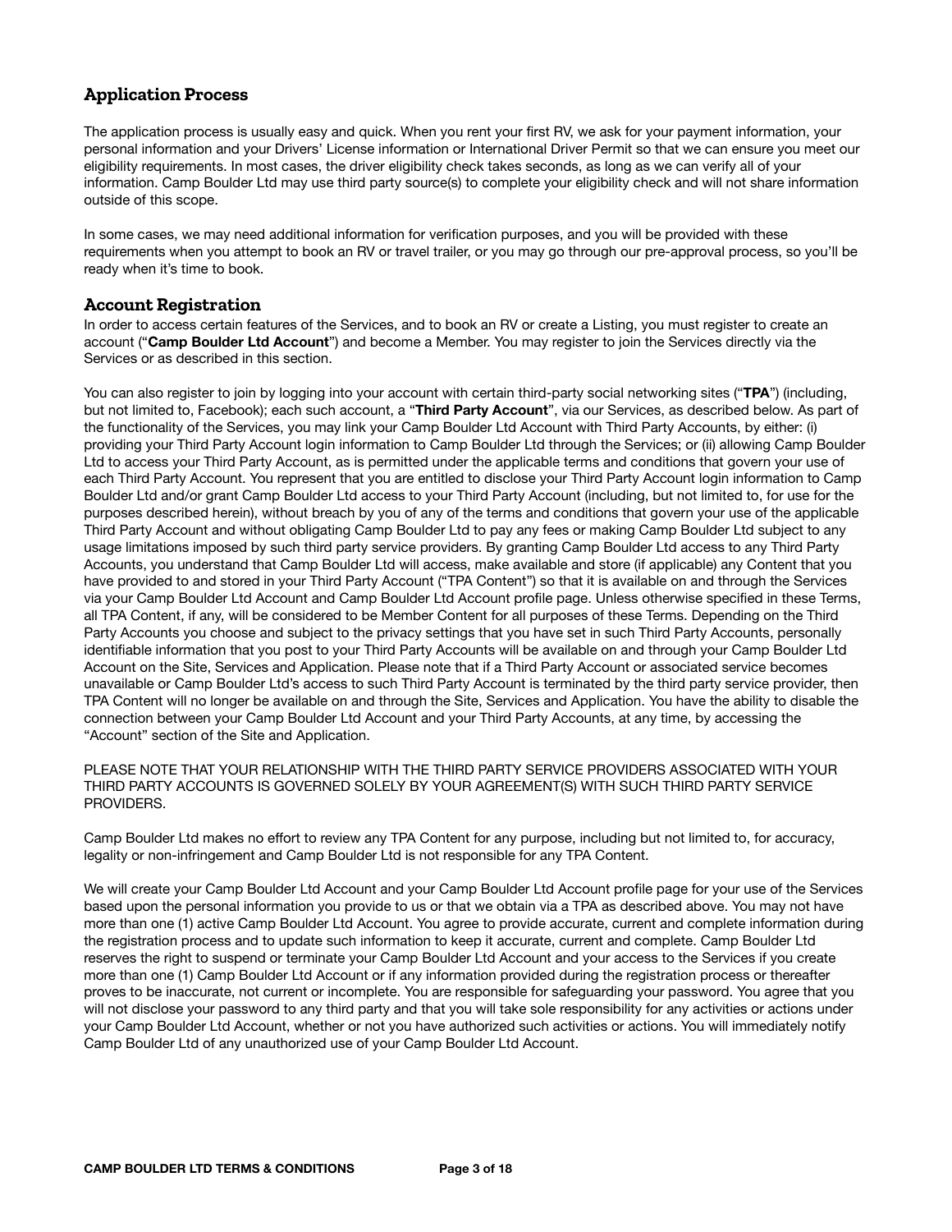## Application Process

The application process is usually easy and quick. When you rent your first RV, we ask for your payment information, your personal information and your Drivers' License information or International Driver Permit so that we can ensure you meet our eligibility requirements. In most cases, the driver eligibility check takes seconds, as long as we can verify all of your information. Camp Boulder Ltd may use third party source(s) to complete your eligibility check and will not share information outside of this scope.

In some cases, we may need additional information for verification purposes, and you will be provided with these requirements when you attempt to book an RV or travel trailer, or you may go through our pre-approval process, so you'll be ready when it's time to book.

## Account Registration

In order to access certain features of the Services, and to book an RV or create a Listing, you must register to create an account ("**Camp Boulder Ltd Account**") and become a Member. You may register to join the Services directly via the Services or as described in this section.

You can also register to join by logging into your account with certain third-party social networking sites ("**TPA**") (including, but not limited to, Facebook); each such account, a "**Third Party Account**", via our Services, as described below. As part of the functionality of the Services, you may link your Camp Boulder Ltd Account with Third Party Accounts, by either: (i) providing your Third Party Account login information to Camp Boulder Ltd through the Services; or (ii) allowing Camp Boulder Ltd to access your Third Party Account, as is permitted under the applicable terms and conditions that govern your use of each Third Party Account. You represent that you are entitled to disclose your Third Party Account login information to Camp Boulder Ltd and/or grant Camp Boulder Ltd access to your Third Party Account (including, but not limited to, for use for the purposes described herein), without breach by you of any of the terms and conditions that govern your use of the applicable Third Party Account and without obligating Camp Boulder Ltd to pay any fees or making Camp Boulder Ltd subject to any usage limitations imposed by such third party service providers. By granting Camp Boulder Ltd access to any Third Party Accounts, you understand that Camp Boulder Ltd will access, make available and store (if applicable) any Content that you have provided to and stored in your Third Party Account ("TPA Content") so that it is available on and through the Services via your Camp Boulder Ltd Account and Camp Boulder Ltd Account profile page. Unless otherwise specified in these Terms, all TPA Content, if any, will be considered to be Member Content for all purposes of these Terms. Depending on the Third Party Accounts you choose and subject to the privacy settings that you have set in such Third Party Accounts, personally identifiable information that you post to your Third Party Accounts will be available on and through your Camp Boulder Ltd Account on the Site, Services and Application. Please note that if a Third Party Account or associated service becomes unavailable or Camp Boulder Ltd's access to such Third Party Account is terminated by the third party service provider, then TPA Content will no longer be available on and through the Site, Services and Application. You have the ability to disable the connection between your Camp Boulder Ltd Account and your Third Party Accounts, at any time, by accessing the "Account" section of the Site and Application.

PLEASE NOTE THAT YOUR RELATIONSHIP WITH THE THIRD PARTY SERVICE PROVIDERS ASSOCIATED WITH YOUR THIRD PARTY ACCOUNTS IS GOVERNED SOLELY BY YOUR AGREEMENT(S) WITH SUCH THIRD PARTY SERVICE PROVIDERS.

Camp Boulder Ltd makes no effort to review any TPA Content for any purpose, including but not limited to, for accuracy, legality or non-infringement and Camp Boulder Ltd is not responsible for any TPA Content.

We will create your Camp Boulder Ltd Account and your Camp Boulder Ltd Account profile page for your use of the Services based upon the personal information you provide to us or that we obtain via a TPA as described above. You may not have more than one (1) active Camp Boulder Ltd Account. You agree to provide accurate, current and complete information during the registration process and to update such information to keep it accurate, current and complete. Camp Boulder Ltd reserves the right to suspend or terminate your Camp Boulder Ltd Account and your access to the Services if you create more than one (1) Camp Boulder Ltd Account or if any information provided during the registration process or thereafter proves to be inaccurate, not current or incomplete. You are responsible for safeguarding your password. You agree that you will not disclose your password to any third party and that you will take sole responsibility for any activities or actions under your Camp Boulder Ltd Account, whether or not you have authorized such activities or actions. You will immediately notify Camp Boulder Ltd of any unauthorized use of your Camp Boulder Ltd Account.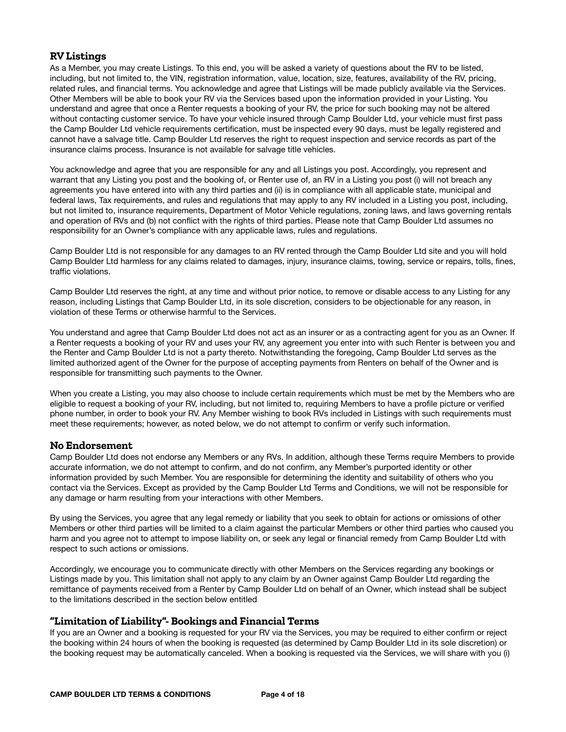## RV Listings

As a Member, you may create Listings. To this end, you will be asked a variety of questions about the RV to be listed, including, but not limited to, the VIN, registration information, value, location, size, features, availability of the RV, pricing, related rules, and financial terms. You acknowledge and agree that Listings will be made publicly available via the Services. Other Members will be able to book your RV via the Services based upon the information provided in your Listing. You understand and agree that once a Renter requests a booking of your RV, the price for such booking may not be altered without contacting customer service. To have your vehicle insured through Camp Boulder Ltd, your vehicle must first pass the Camp Boulder Ltd vehicle requirements certification, must be inspected every 90 days, must be legally registered and cannot have a salvage title. Camp Boulder Ltd reserves the right to request inspection and service records as part of the insurance claims process. Insurance is not available for salvage title vehicles.

You acknowledge and agree that you are responsible for any and all Listings you post. Accordingly, you represent and warrant that any Listing you post and the booking of, or Renter use of, an RV in a Listing you post (i) will not breach any agreements you have entered into with any third parties and (ii) is in compliance with all applicable state, municipal and federal laws, Tax requirements, and rules and regulations that may apply to any RV included in a Listing you post, including, but not limited to, insurance requirements, Department of Motor Vehicle regulations, zoning laws, and laws governing rentals and operation of RVs and (b) not conflict with the rights of third parties. Please note that Camp Boulder Ltd assumes no responsibility for an Owner's compliance with any applicable laws, rules and regulations.

Camp Boulder Ltd is not responsible for any damages to an RV rented through the Camp Boulder Ltd site and you will hold Camp Boulder Ltd harmless for any claims related to damages, injury, insurance claims, towing, service or repairs, tolls, fines, traffic violations.

Camp Boulder Ltd reserves the right, at any time and without prior notice, to remove or disable access to any Listing for any reason, including Listings that Camp Boulder Ltd, in its sole discretion, considers to be objectionable for any reason, in violation of these Terms or otherwise harmful to the Services.

You understand and agree that Camp Boulder Ltd does not act as an insurer or as a contracting agent for you as an Owner. If a Renter requests a booking of your RV and uses your RV, any agreement you enter into with such Renter is between you and the Renter and Camp Boulder Ltd is not a party thereto. Notwithstanding the foregoing, Camp Boulder Ltd serves as the limited authorized agent of the Owner for the purpose of accepting payments from Renters on behalf of the Owner and is responsible for transmitting such payments to the Owner.

When you create a Listing, you may also choose to include certain requirements which must be met by the Members who are eligible to request a booking of your RV, including, but not limited to, requiring Members to have a profile picture or verified phone number, in order to book your RV. Any Member wishing to book RVs included in Listings with such requirements must meet these requirements; however, as noted below, we do not attempt to confirm or verify such information.

## No Endorsement

Camp Boulder Ltd does not endorse any Members or any RVs. In addition, although these Terms require Members to provide accurate information, we do not attempt to confirm, and do not confirm, any Member's purported identity or other information provided by such Member. You are responsible for determining the identity and suitability of others who you contact via the Services. Except as provided by the Camp Boulder Ltd Terms and Conditions, we will not be responsible for any damage or harm resulting from your interactions with other Members.

By using the Services, you agree that any legal remedy or liability that you seek to obtain for actions or omissions of other Members or other third parties will be limited to a claim against the particular Members or other third parties who caused you harm and you agree not to attempt to impose liability on, or seek any legal or financial remedy from Camp Boulder Ltd with respect to such actions or omissions.

Accordingly, we encourage you to communicate directly with other Members on the Services regarding any bookings or Listings made by you. This limitation shall not apply to any claim by an Owner against Camp Boulder Ltd regarding the remittance of payments received from a Renter by Camp Boulder Ltd on behalf of an Owner, which instead shall be subject to the limitations described in the section below entitled

## "Limitation of Liability"- Bookings and Financial Terms

If you are an Owner and a booking is requested for your RV via the Services, you may be required to either confirm or reject the booking within 24 hours of when the booking is requested (as determined by Camp Boulder Ltd in its sole discretion) or the booking request may be automatically canceled. When a booking is requested via the Services, we will share with you (i)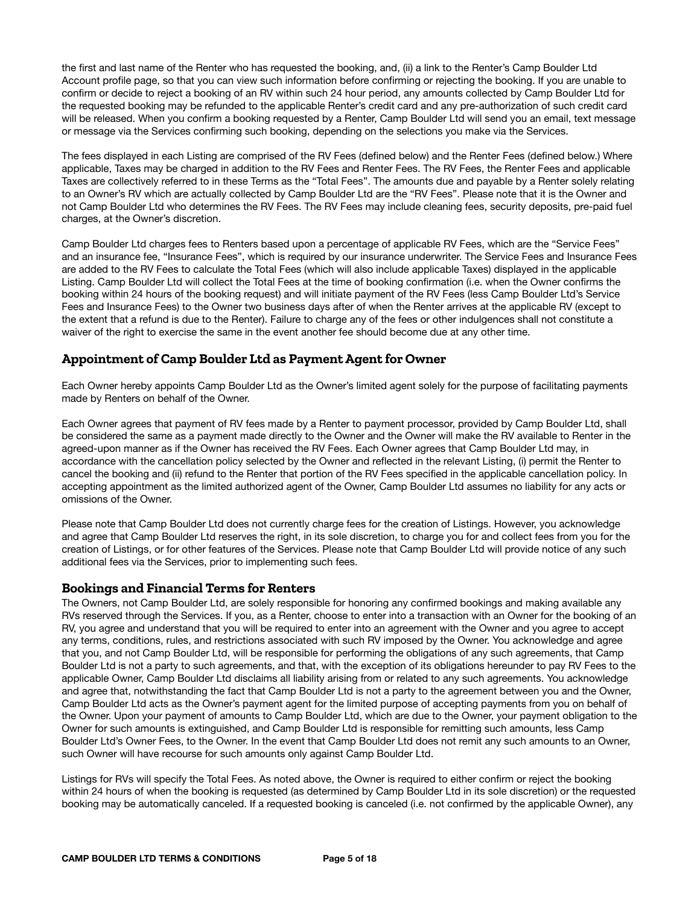the first and last name of the Renter who has requested the booking, and, (ii) a link to the Renter's Camp Boulder Ltd Account profile page, so that you can view such information before confirming or rejecting the booking. If you are unable to confirm or decide to reject a booking of an RV within such 24 hour period, any amounts collected by Camp Boulder Ltd for the requested booking may be refunded to the applicable Renter's credit card and any pre-authorization of such credit card will be released. When you confirm a booking requested by a Renter, Camp Boulder Ltd will send you an email, text message or message via the Services confirming such booking, depending on the selections you make via the Services.

The fees displayed in each Listing are comprised of the RV Fees (defined below) and the Renter Fees (defined below.) Where applicable, Taxes may be charged in addition to the RV Fees and Renter Fees. The RV Fees, the Renter Fees and applicable Taxes are collectively referred to in these Terms as the "Total Fees". The amounts due and payable by a Renter solely relating to an Owner's RV which are actually collected by Camp Boulder Ltd are the "RV Fees". Please note that it is the Owner and not Camp Boulder Ltd who determines the RV Fees. The RV Fees may include cleaning fees, security deposits, pre-paid fuel charges, at the Owner's discretion.

Camp Boulder Ltd charges fees to Renters based upon a percentage of applicable RV Fees, which are the "Service Fees" and an insurance fee, "Insurance Fees", which is required by our insurance underwriter. The Service Fees and Insurance Fees are added to the RV Fees to calculate the Total Fees (which will also include applicable Taxes) displayed in the applicable Listing. Camp Boulder Ltd will collect the Total Fees at the time of booking confirmation (i.e. when the Owner confirms the booking within 24 hours of the booking request) and will initiate payment of the RV Fees (less Camp Boulder Ltd's Service Fees and Insurance Fees) to the Owner two business days after of when the Renter arrives at the applicable RV (except to the extent that a refund is due to the Renter). Failure to charge any of the fees or other indulgences shall not constitute a waiver of the right to exercise the same in the event another fee should become due at any other time.

## Appointment of Camp Boulder Ltd as Payment Agent for Owner

Each Owner hereby appoints Camp Boulder Ltd as the Owner's limited agent solely for the purpose of facilitating payments made by Renters on behalf of the Owner.

Each Owner agrees that payment of RV fees made by a Renter to payment processor, provided by Camp Boulder Ltd, shall be considered the same as a payment made directly to the Owner and the Owner will make the RV available to Renter in the agreed-upon manner as if the Owner has received the RV Fees. Each Owner agrees that Camp Boulder Ltd may, in accordance with the cancellation policy selected by the Owner and reflected in the relevant Listing, (i) permit the Renter to cancel the booking and (ii) refund to the Renter that portion of the RV Fees specified in the applicable cancellation policy. In accepting appointment as the limited authorized agent of the Owner, Camp Boulder Ltd assumes no liability for any acts or omissions of the Owner.

Please note that Camp Boulder Ltd does not currently charge fees for the creation of Listings. However, you acknowledge and agree that Camp Boulder Ltd reserves the right, in its sole discretion, to charge you for and collect fees from you for the creation of Listings, or for other features of the Services. Please note that Camp Boulder Ltd will provide notice of any such additional fees via the Services, prior to implementing such fees.

## Bookings and Financial Terms for Renters

The Owners, not Camp Boulder Ltd, are solely responsible for honoring any confirmed bookings and making available any RVs reserved through the Services. If you, as a Renter, choose to enter into a transaction with an Owner for the booking of an RV, you agree and understand that you will be required to enter into an agreement with the Owner and you agree to accept any terms, conditions, rules, and restrictions associated with such RV imposed by the Owner. You acknowledge and agree that you, and not Camp Boulder Ltd, will be responsible for performing the obligations of any such agreements, that Camp Boulder Ltd is not a party to such agreements, and that, with the exception of its obligations hereunder to pay RV Fees to the applicable Owner, Camp Boulder Ltd disclaims all liability arising from or related to any such agreements. You acknowledge and agree that, notwithstanding the fact that Camp Boulder Ltd is not a party to the agreement between you and the Owner, Camp Boulder Ltd acts as the Owner's payment agent for the limited purpose of accepting payments from you on behalf of the Owner. Upon your payment of amounts to Camp Boulder Ltd, which are due to the Owner, your payment obligation to the Owner for such amounts is extinguished, and Camp Boulder Ltd is responsible for remitting such amounts, less Camp Boulder Ltd's Owner Fees, to the Owner. In the event that Camp Boulder Ltd does not remit any such amounts to an Owner, such Owner will have recourse for such amounts only against Camp Boulder Ltd.

Listings for RVs will specify the Total Fees. As noted above, the Owner is required to either confirm or reject the booking within 24 hours of when the booking is requested (as determined by Camp Boulder Ltd in its sole discretion) or the requested booking may be automatically canceled. If a requested booking is canceled (i.e. not confirmed by the applicable Owner), any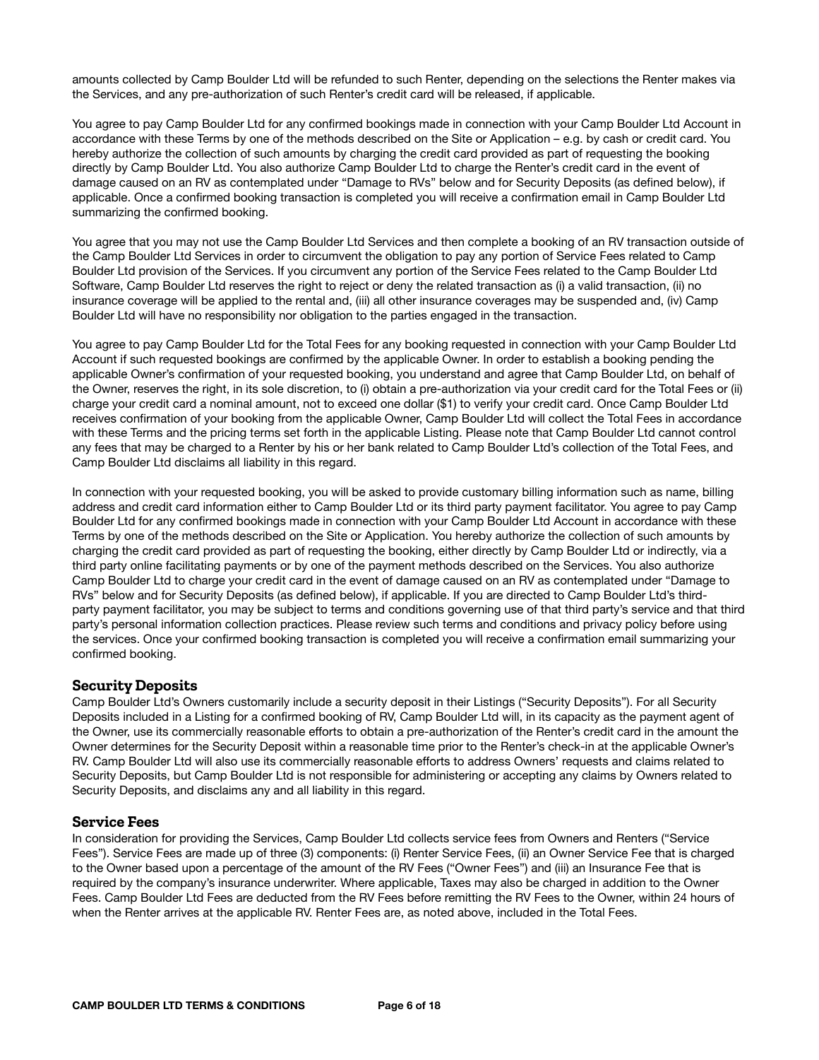amounts collected by Camp Boulder Ltd will be refunded to such Renter, depending on the selections the Renter makes via the Services, and any pre-authorization of such Renter's credit card will be released, if applicable.

You agree to pay Camp Boulder Ltd for any confirmed bookings made in connection with your Camp Boulder Ltd Account in accordance with these Terms by one of the methods described on the Site or Application – e.g. by cash or credit card. You hereby authorize the collection of such amounts by charging the credit card provided as part of requesting the booking directly by Camp Boulder Ltd. You also authorize Camp Boulder Ltd to charge the Renter's credit card in the event of damage caused on an RV as contemplated under "Damage to RVs" below and for Security Deposits (as defined below), if applicable. Once a confirmed booking transaction is completed you will receive a confirmation email in Camp Boulder Ltd summarizing the confirmed booking.

You agree that you may not use the Camp Boulder Ltd Services and then complete a booking of an RV transaction outside of the Camp Boulder Ltd Services in order to circumvent the obligation to pay any portion of Service Fees related to Camp Boulder Ltd provision of the Services. If you circumvent any portion of the Service Fees related to the Camp Boulder Ltd Software, Camp Boulder Ltd reserves the right to reject or deny the related transaction as (i) a valid transaction, (ii) no insurance coverage will be applied to the rental and, (iii) all other insurance coverages may be suspended and, (iv) Camp Boulder Ltd will have no responsibility nor obligation to the parties engaged in the transaction.

You agree to pay Camp Boulder Ltd for the Total Fees for any booking requested in connection with your Camp Boulder Ltd Account if such requested bookings are confirmed by the applicable Owner. In order to establish a booking pending the applicable Owner's confirmation of your requested booking, you understand and agree that Camp Boulder Ltd, on behalf of the Owner, reserves the right, in its sole discretion, to (i) obtain a pre-authorization via your credit card for the Total Fees or (ii) charge your credit card a nominal amount, not to exceed one dollar ($1) to verify your credit card. Once Camp Boulder Ltd receives confirmation of your booking from the applicable Owner, Camp Boulder Ltd will collect the Total Fees in accordance with these Terms and the pricing terms set forth in the applicable Listing. Please note that Camp Boulder Ltd cannot control any fees that may be charged to a Renter by his or her bank related to Camp Boulder Ltd's collection of the Total Fees, and Camp Boulder Ltd disclaims all liability in this regard.

In connection with your requested booking, you will be asked to provide customary billing information such as name, billing address and credit card information either to Camp Boulder Ltd or its third party payment facilitator. You agree to pay Camp Boulder Ltd for any confirmed bookings made in connection with your Camp Boulder Ltd Account in accordance with these Terms by one of the methods described on the Site or Application. You hereby authorize the collection of such amounts by charging the credit card provided as part of requesting the booking, either directly by Camp Boulder Ltd or indirectly, via a third party online facilitating payments or by one of the payment methods described on the Services. You also authorize Camp Boulder Ltd to charge your credit card in the event of damage caused on an RV as contemplated under "Damage to RVs" below and for Security Deposits (as defined below), if applicable. If you are directed to Camp Boulder Ltd's third-party payment facilitator, you may be subject to terms and conditions governing use of that third party's service and that third party's personal information collection practices. Please review such terms and conditions and privacy policy before using the services. Once your confirmed booking transaction is completed you will receive a confirmation email summarizing your confirmed booking.

### Security Deposits

Camp Boulder Ltd's Owners customarily include a security deposit in their Listings ("Security Deposits"). For all Security Deposits included in a Listing for a confirmed booking of RV, Camp Boulder Ltd will, in its capacity as the payment agent of the Owner, use its commercially reasonable efforts to obtain a pre-authorization of the Renter's credit card in the amount the Owner determines for the Security Deposit within a reasonable time prior to the Renter's check-in at the applicable Owner's RV. Camp Boulder Ltd will also use its commercially reasonable efforts to address Owners' requests and claims related to Security Deposits, but Camp Boulder Ltd is not responsible for administering or accepting any claims by Owners related to Security Deposits, and disclaims any and all liability in this regard.

### Service Fees

In consideration for providing the Services, Camp Boulder Ltd collects service fees from Owners and Renters ("Service Fees"). Service Fees are made up of three (3) components: (i) Renter Service Fees, (ii) an Owner Service Fee that is charged to the Owner based upon a percentage of the amount of the RV Fees ("Owner Fees") and (iii) an Insurance Fee that is required by the company's insurance underwriter. Where applicable, Taxes may also be charged in addition to the Owner Fees. Camp Boulder Ltd Fees are deducted from the RV Fees before remitting the RV Fees to the Owner, within 24 hours of when the Renter arrives at the applicable RV. Renter Fees are, as noted above, included in the Total Fees.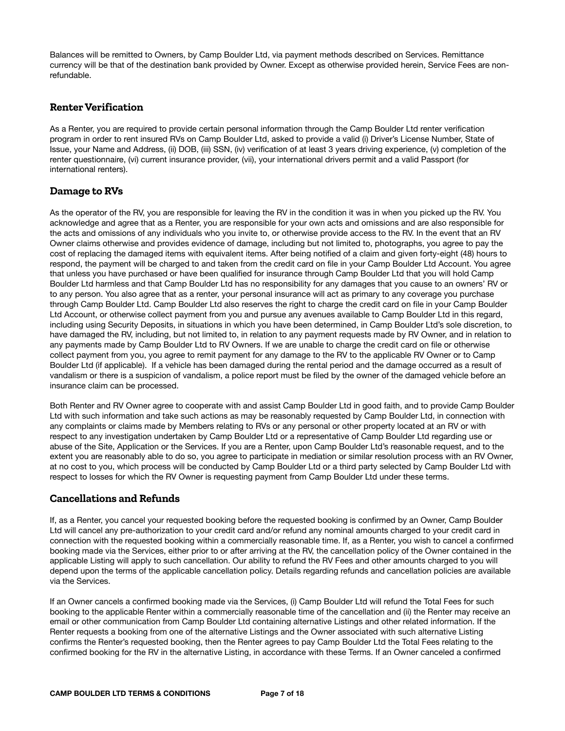Balances will be remitted to Owners, by Camp Boulder Ltd, via payment methods described on Services. Remittance currency will be that of the destination bank provided by Owner. Except as otherwise provided herein, Service Fees are non-refundable.

## Renter Verification

As a Renter, you are required to provide certain personal information through the Camp Boulder Ltd renter verification program in order to rent insured RVs on Camp Boulder Ltd, asked to provide a valid (i) Driver's License Number, State of Issue, your Name and Address, (ii) DOB, (iii) SSN, (iv) verification of at least 3 years driving experience, (v) completion of the renter questionnaire, (vi) current insurance provider, (vii), your international drivers permit and a valid Passport (for international renters).

## Damage to RVs

As the operator of the RV, you are responsible for leaving the RV in the condition it was in when you picked up the RV. You acknowledge and agree that as a Renter, you are responsible for your own acts and omissions and are also responsible for the acts and omissions of any individuals who you invite to, or otherwise provide access to the RV. In the event that an RV Owner claims otherwise and provides evidence of damage, including but not limited to, photographs, you agree to pay the cost of replacing the damaged items with equivalent items. After being notified of a claim and given forty-eight (48) hours to respond, the payment will be charged to and taken from the credit card on file in your Camp Boulder Ltd Account. You agree that unless you have purchased or have been qualified for insurance through Camp Boulder Ltd that you will hold Camp Boulder Ltd harmless and that Camp Boulder Ltd has no responsibility for any damages that you cause to an owners' RV or to any person. You also agree that as a renter, your personal insurance will act as primary to any coverage you purchase through Camp Boulder Ltd. Camp Boulder Ltd also reserves the right to charge the credit card on file in your Camp Boulder Ltd Account, or otherwise collect payment from you and pursue any avenues available to Camp Boulder Ltd in this regard, including using Security Deposits, in situations in which you have been determined, in Camp Boulder Ltd's sole discretion, to have damaged the RV, including, but not limited to, in relation to any payment requests made by RV Owner, and in relation to any payments made by Camp Boulder Ltd to RV Owners. If we are unable to charge the credit card on file or otherwise collect payment from you, you agree to remit payment for any damage to the RV to the applicable RV Owner or to Camp Boulder Ltd (if applicable). If a vehicle has been damaged during the rental period and the damage occurred as a result of vandalism or there is a suspicion of vandalism, a police report must be filed by the owner of the damaged vehicle before an insurance claim can be processed.

Both Renter and RV Owner agree to cooperate with and assist Camp Boulder Ltd in good faith, and to provide Camp Boulder Ltd with such information and take such actions as may be reasonably requested by Camp Boulder Ltd, in connection with any complaints or claims made by Members relating to RVs or any personal or other property located at an RV or with respect to any investigation undertaken by Camp Boulder Ltd or a representative of Camp Boulder Ltd regarding use or abuse of the Site, Application or the Services. If you are a Renter, upon Camp Boulder Ltd's reasonable request, and to the extent you are reasonably able to do so, you agree to participate in mediation or similar resolution process with an RV Owner, at no cost to you, which process will be conducted by Camp Boulder Ltd or a third party selected by Camp Boulder Ltd with respect to losses for which the RV Owner is requesting payment from Camp Boulder Ltd under these terms.

## Cancellations and Refunds

If, as a Renter, you cancel your requested booking before the requested booking is confirmed by an Owner, Camp Boulder Ltd will cancel any pre-authorization to your credit card and/or refund any nominal amounts charged to your credit card in connection with the requested booking within a commercially reasonable time. If, as a Renter, you wish to cancel a confirmed booking made via the Services, either prior to or after arriving at the RV, the cancellation policy of the Owner contained in the applicable Listing will apply to such cancellation. Our ability to refund the RV Fees and other amounts charged to you will depend upon the terms of the applicable cancellation policy. Details regarding refunds and cancellation policies are available via the Services.

If an Owner cancels a confirmed booking made via the Services, (i) Camp Boulder Ltd will refund the Total Fees for such booking to the applicable Renter within a commercially reasonable time of the cancellation and (ii) the Renter may receive an email or other communication from Camp Boulder Ltd containing alternative Listings and other related information. If the Renter requests a booking from one of the alternative Listings and the Owner associated with such alternative Listing confirms the Renter's requested booking, then the Renter agrees to pay Camp Boulder Ltd the Total Fees relating to the confirmed booking for the RV in the alternative Listing, in accordance with these Terms. If an Owner canceled a confirmed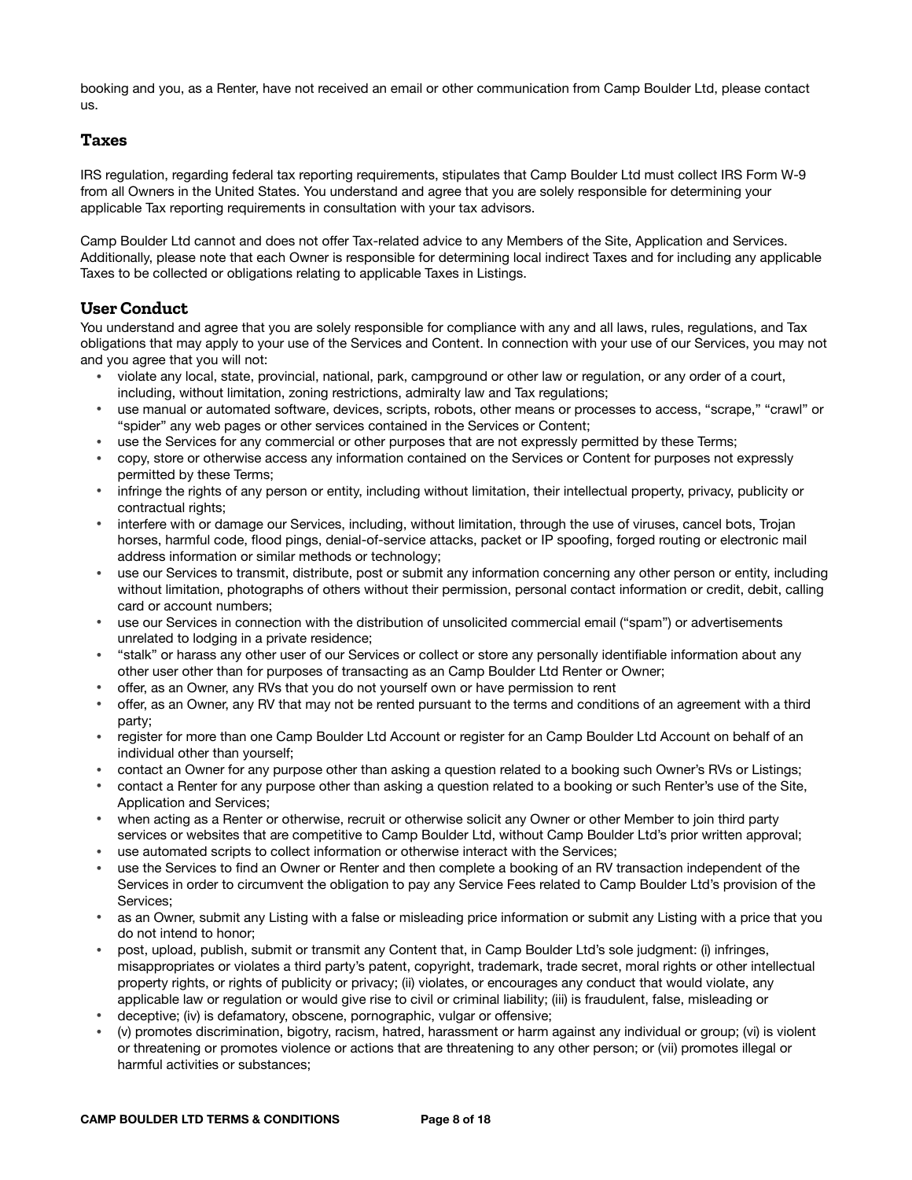booking and you, as a Renter, have not received an email or other communication from Camp Boulder Ltd, please contact us.

## Taxes

IRS regulation, regarding federal tax reporting requirements, stipulates that Camp Boulder Ltd must collect IRS Form W-9 from all Owners in the United States. You understand and agree that you are solely responsible for determining your applicable Tax reporting requirements in consultation with your tax advisors.

Camp Boulder Ltd cannot and does not offer Tax-related advice to any Members of the Site, Application and Services. Additionally, please note that each Owner is responsible for determining local indirect Taxes and for including any applicable Taxes to be collected or obligations relating to applicable Taxes in Listings.

## User Conduct

You understand and agree that you are solely responsible for compliance with any and all laws, rules, regulations, and Tax obligations that may apply to your use of the Services and Content. In connection with your use of our Services, you may not and you agree that you will not:

- violate any local, state, provincial, national, park, campground or other law or regulation, or any order of a court, including, without limitation, zoning restrictions, admiralty law and Tax regulations;
- use manual or automated software, devices, scripts, robots, other means or processes to access, "scrape," "crawl" or "spider" any web pages or other services contained in the Services or Content;
- use the Services for any commercial or other purposes that are not expressly permitted by these Terms;
- copy, store or otherwise access any information contained on the Services or Content for purposes not expressly permitted by these Terms;
- infringe the rights of any person or entity, including without limitation, their intellectual property, privacy, publicity or contractual rights;
- interfere with or damage our Services, including, without limitation, through the use of viruses, cancel bots, Trojan horses, harmful code, flood pings, denial-of-service attacks, packet or IP spoofing, forged routing or electronic mail address information or similar methods or technology;
- use our Services to transmit, distribute, post or submit any information concerning any other person or entity, including without limitation, photographs of others without their permission, personal contact information or credit, debit, calling card or account numbers;
- use our Services in connection with the distribution of unsolicited commercial email ("spam") or advertisements unrelated to lodging in a private residence;
- "stalk" or harass any other user of our Services or collect or store any personally identifiable information about any other user other than for purposes of transacting as an Camp Boulder Ltd Renter or Owner;
- offer, as an Owner, any RVs that you do not yourself own or have permission to rent
- offer, as an Owner, any RV that may not be rented pursuant to the terms and conditions of an agreement with a third party;
- register for more than one Camp Boulder Ltd Account or register for an Camp Boulder Ltd Account on behalf of an individual other than yourself;
- contact an Owner for any purpose other than asking a question related to a booking such Owner's RVs or Listings;
- contact a Renter for any purpose other than asking a question related to a booking or such Renter's use of the Site, Application and Services;
- when acting as a Renter or otherwise, recruit or otherwise solicit any Owner or other Member to join third party services or websites that are competitive to Camp Boulder Ltd, without Camp Boulder Ltd's prior written approval;
- use automated scripts to collect information or otherwise interact with the Services;
- use the Services to find an Owner or Renter and then complete a booking of an RV transaction independent of the Services in order to circumvent the obligation to pay any Service Fees related to Camp Boulder Ltd's provision of the Services;
- as an Owner, submit any Listing with a false or misleading price information or submit any Listing with a price that you do not intend to honor;
- post, upload, publish, submit or transmit any Content that, in Camp Boulder Ltd's sole judgment: (i) infringes, misappropriates or violates a third party's patent, copyright, trademark, trade secret, moral rights or other intellectual property rights, or rights of publicity or privacy; (ii) violates, or encourages any conduct that would violate, any applicable law or regulation or would give rise to civil or criminal liability; (iii) is fraudulent, false, misleading or
- deceptive; (iv) is defamatory, obscene, pornographic, vulgar or offensive;
- (v) promotes discrimination, bigotry, racism, hatred, harassment or harm against any individual or group; (vi) is violent or threatening or promotes violence or actions that are threatening to any other person; or (vii) promotes illegal or harmful activities or substances;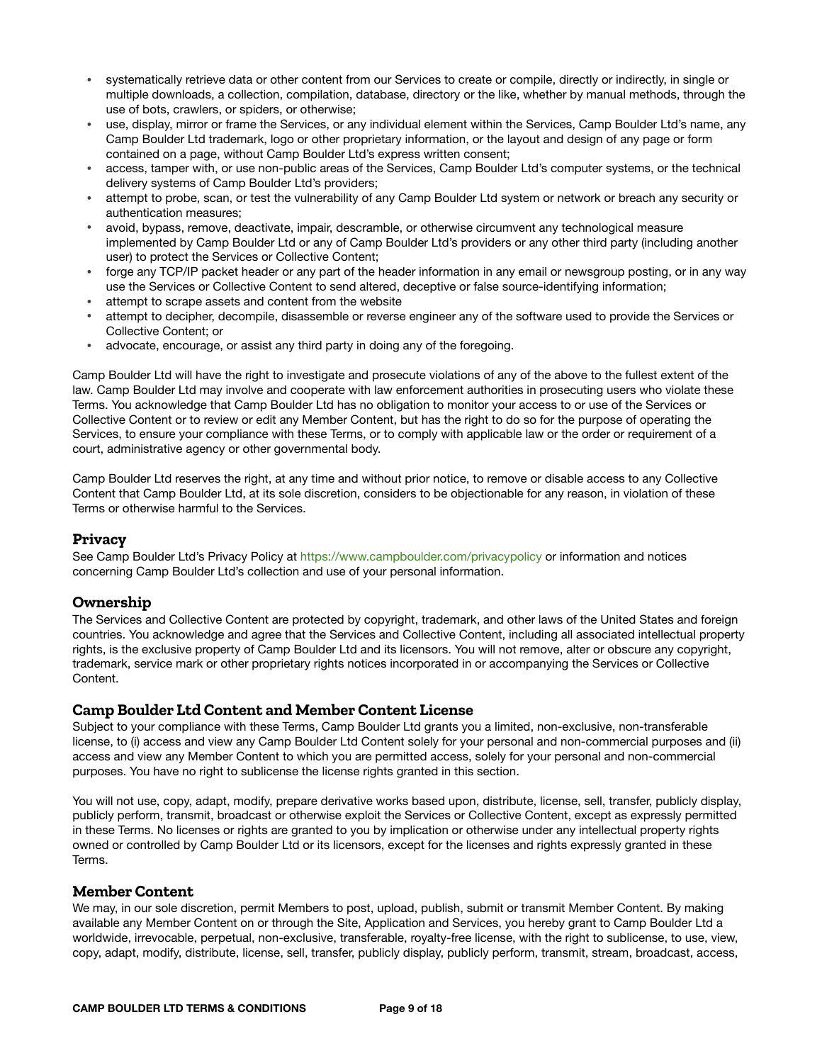- systematically retrieve data or other content from our Services to create or compile, directly or indirectly, in single or multiple downloads, a collection, compilation, database, directory or the like, whether by manual methods, through the use of bots, crawlers, or spiders, or otherwise;
- use, display, mirror or frame the Services, or any individual element within the Services, Camp Boulder Ltd's name, any Camp Boulder Ltd trademark, logo or other proprietary information, or the layout and design of any page or form contained on a page, without Camp Boulder Ltd's express written consent;
- access, tamper with, or use non-public areas of the Services, Camp Boulder Ltd's computer systems, or the technical delivery systems of Camp Boulder Ltd's providers;
- attempt to probe, scan, or test the vulnerability of any Camp Boulder Ltd system or network or breach any security or authentication measures;
- avoid, bypass, remove, deactivate, impair, descramble, or otherwise circumvent any technological measure implemented by Camp Boulder Ltd or any of Camp Boulder Ltd's providers or any other third party (including another user) to protect the Services or Collective Content;
- forge any TCP/IP packet header or any part of the header information in any email or newsgroup posting, or in any way use the Services or Collective Content to send altered, deceptive or false source-identifying information;
- attempt to scrape assets and content from the website
- attempt to decipher, decompile, disassemble or reverse engineer any of the software used to provide the Services or Collective Content; or
- advocate, encourage, or assist any third party in doing any of the foregoing.

Camp Boulder Ltd will have the right to investigate and prosecute violations of any of the above to the fullest extent of the law. Camp Boulder Ltd may involve and cooperate with law enforcement authorities in prosecuting users who violate these Terms. You acknowledge that Camp Boulder Ltd has no obligation to monitor your access to or use of the Services or Collective Content or to review or edit any Member Content, but has the right to do so for the purpose of operating the Services, to ensure your compliance with these Terms, or to comply with applicable law or the order or requirement of a court, administrative agency or other governmental body.

Camp Boulder Ltd reserves the right, at any time and without prior notice, to remove or disable access to any Collective Content that Camp Boulder Ltd, at its sole discretion, considers to be objectionable for any reason, in violation of these Terms or otherwise harmful to the Services.

## Privacy

See Camp Boulder Ltd's Privacy Policy at https://www.campboulder.com/privacypolicy or information and notices concerning Camp Boulder Ltd's collection and use of your personal information.

## Ownership

The Services and Collective Content are protected by copyright, trademark, and other laws of the United States and foreign countries. You acknowledge and agree that the Services and Collective Content, including all associated intellectual property rights, is the exclusive property of Camp Boulder Ltd and its licensors. You will not remove, alter or obscure any copyright, trademark, service mark or other proprietary rights notices incorporated in or accompanying the Services or Collective Content.

## Camp Boulder Ltd Content and Member Content License

Subject to your compliance with these Terms, Camp Boulder Ltd grants you a limited, non-exclusive, non-transferable license, to (i) access and view any Camp Boulder Ltd Content solely for your personal and non-commercial purposes and (ii) access and view any Member Content to which you are permitted access, solely for your personal and non-commercial purposes. You have no right to sublicense the license rights granted in this section.

You will not use, copy, adapt, modify, prepare derivative works based upon, distribute, license, sell, transfer, publicly display, publicly perform, transmit, broadcast or otherwise exploit the Services or Collective Content, except as expressly permitted in these Terms. No licenses or rights are granted to you by implication or otherwise under any intellectual property rights owned or controlled by Camp Boulder Ltd or its licensors, except for the licenses and rights expressly granted in these Terms.

## Member Content

We may, in our sole discretion, permit Members to post, upload, publish, submit or transmit Member Content. By making available any Member Content on or through the Site, Application and Services, you hereby grant to Camp Boulder Ltd a worldwide, irrevocable, perpetual, non-exclusive, transferable, royalty-free license, with the right to sublicense, to use, view, copy, adapt, modify, distribute, license, sell, transfer, publicly display, publicly perform, transmit, stream, broadcast, access,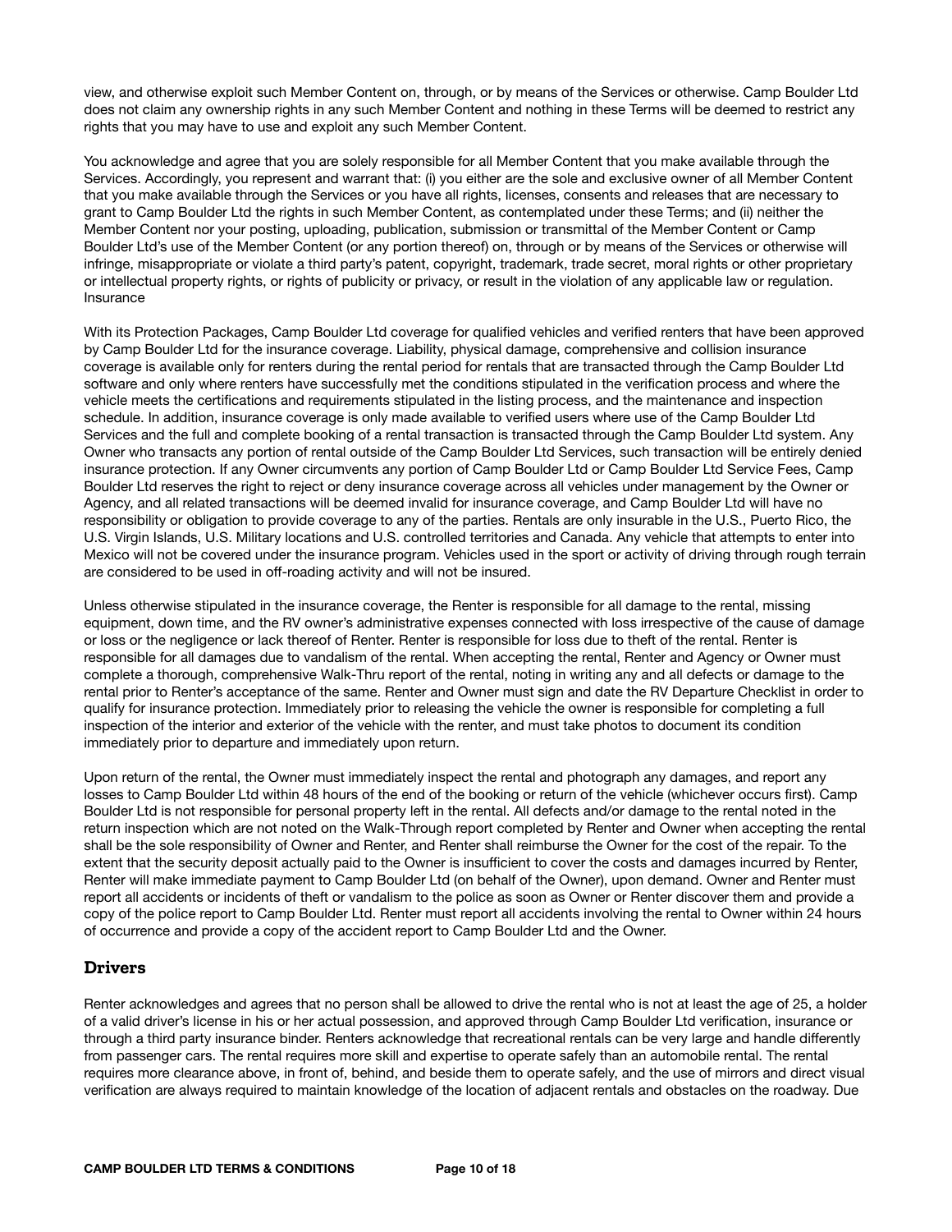view, and otherwise exploit such Member Content on, through, or by means of the Services or otherwise. Camp Boulder Ltd does not claim any ownership rights in any such Member Content and nothing in these Terms will be deemed to restrict any rights that you may have to use and exploit any such Member Content.

You acknowledge and agree that you are solely responsible for all Member Content that you make available through the Services. Accordingly, you represent and warrant that: (i) you either are the sole and exclusive owner of all Member Content that you make available through the Services or you have all rights, licenses, consents and releases that are necessary to grant to Camp Boulder Ltd the rights in such Member Content, as contemplated under these Terms; and (ii) neither the Member Content nor your posting, uploading, publication, submission or transmittal of the Member Content or Camp Boulder Ltd's use of the Member Content (or any portion thereof) on, through or by means of the Services or otherwise will infringe, misappropriate or violate a third party's patent, copyright, trademark, trade secret, moral rights or other proprietary or intellectual property rights, or rights of publicity or privacy, or result in the violation of any applicable law or regulation.
Insurance

With its Protection Packages, Camp Boulder Ltd coverage for qualified vehicles and verified renters that have been approved by Camp Boulder Ltd for the insurance coverage. Liability, physical damage, comprehensive and collision insurance coverage is available only for renters during the rental period for rentals that are transacted through the Camp Boulder Ltd software and only where renters have successfully met the conditions stipulated in the verification process and where the vehicle meets the certifications and requirements stipulated in the listing process, and the maintenance and inspection schedule. In addition, insurance coverage is only made available to verified users where use of the Camp Boulder Ltd Services and the full and complete booking of a rental transaction is transacted through the Camp Boulder Ltd system. Any Owner who transacts any portion of rental outside of the Camp Boulder Ltd Services, such transaction will be entirely denied insurance protection. If any Owner circumvents any portion of Camp Boulder Ltd or Camp Boulder Ltd Service Fees, Camp Boulder Ltd reserves the right to reject or deny insurance coverage across all vehicles under management by the Owner or Agency, and all related transactions will be deemed invalid for insurance coverage, and Camp Boulder Ltd will have no responsibility or obligation to provide coverage to any of the parties. Rentals are only insurable in the U.S., Puerto Rico, the U.S. Virgin Islands, U.S. Military locations and U.S. controlled territories and Canada. Any vehicle that attempts to enter into Mexico will not be covered under the insurance program. Vehicles used in the sport or activity of driving through rough terrain are considered to be used in off-roading activity and will not be insured.

Unless otherwise stipulated in the insurance coverage, the Renter is responsible for all damage to the rental, missing equipment, down time, and the RV owner's administrative expenses connected with loss irrespective of the cause of damage or loss or the negligence or lack thereof of Renter. Renter is responsible for loss due to theft of the rental. Renter is responsible for all damages due to vandalism of the rental. When accepting the rental, Renter and Agency or Owner must complete a thorough, comprehensive Walk-Thru report of the rental, noting in writing any and all defects or damage to the rental prior to Renter's acceptance of the same. Renter and Owner must sign and date the RV Departure Checklist in order to qualify for insurance protection. Immediately prior to releasing the vehicle the owner is responsible for completing a full inspection of the interior and exterior of the vehicle with the renter, and must take photos to document its condition immediately prior to departure and immediately upon return.

Upon return of the rental, the Owner must immediately inspect the rental and photograph any damages, and report any losses to Camp Boulder Ltd within 48 hours of the end of the booking or return of the vehicle (whichever occurs first). Camp Boulder Ltd is not responsible for personal property left in the rental. All defects and/or damage to the rental noted in the return inspection which are not noted on the Walk-Through report completed by Renter and Owner when accepting the rental shall be the sole responsibility of Owner and Renter, and Renter shall reimburse the Owner for the cost of the repair. To the extent that the security deposit actually paid to the Owner is insufficient to cover the costs and damages incurred by Renter, Renter will make immediate payment to Camp Boulder Ltd (on behalf of the Owner), upon demand. Owner and Renter must report all accidents or incidents of theft or vandalism to the police as soon as Owner or Renter discover them and provide a copy of the police report to Camp Boulder Ltd. Renter must report all accidents involving the rental to Owner within 24 hours of occurrence and provide a copy of the accident report to Camp Boulder Ltd and the Owner.

## Drivers

Renter acknowledges and agrees that no person shall be allowed to drive the rental who is not at least the age of 25, a holder of a valid driver's license in his or her actual possession, and approved through Camp Boulder Ltd verification, insurance or through a third party insurance binder. Renters acknowledge that recreational rentals can be very large and handle differently from passenger cars. The rental requires more skill and expertise to operate safely than an automobile rental. The rental requires more clearance above, in front of, behind, and beside them to operate safely, and the use of mirrors and direct visual verification are always required to maintain knowledge of the location of adjacent rentals and obstacles on the roadway. Due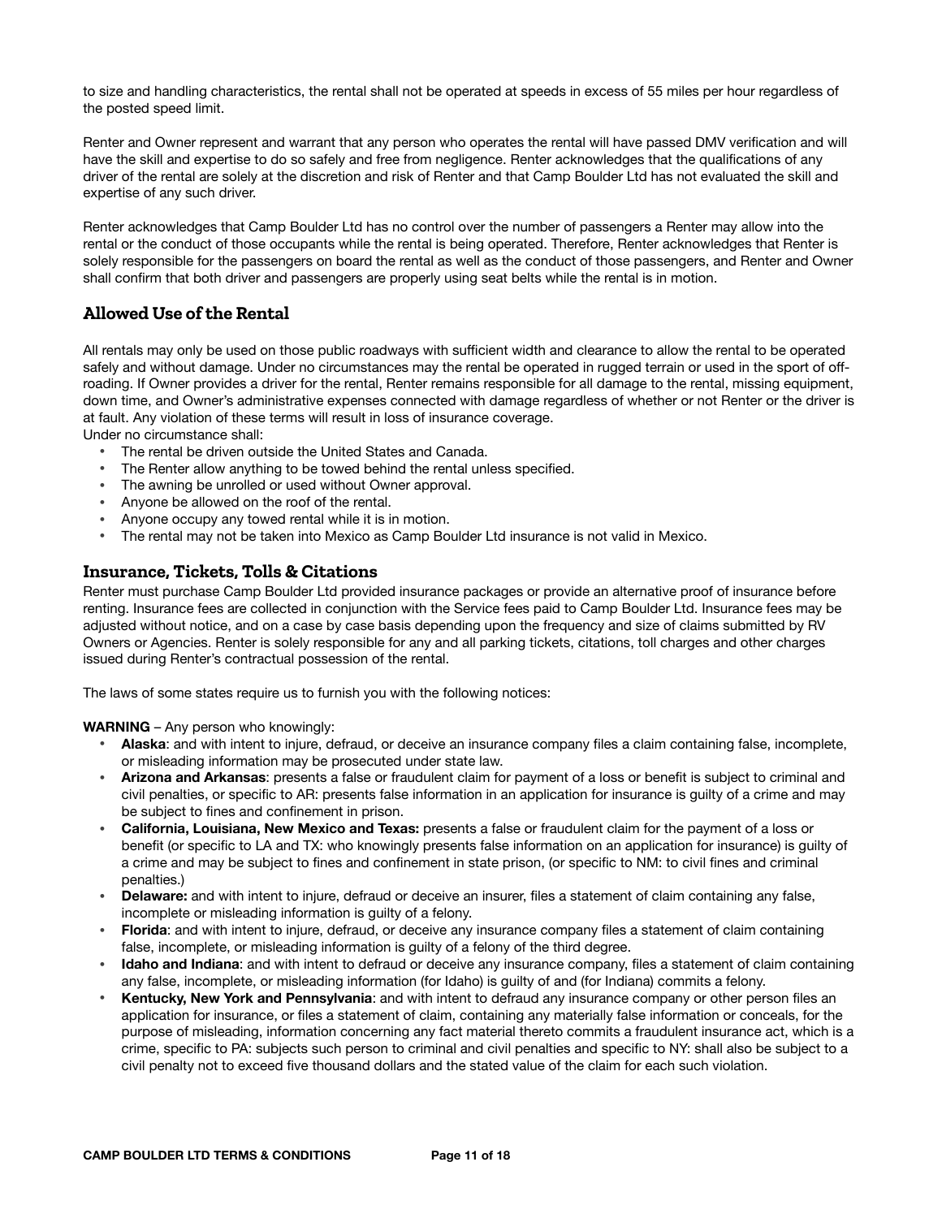to size and handling characteristics, the rental shall not be operated at speeds in excess of 55 miles per hour regardless of the posted speed limit.

Renter and Owner represent and warrant that any person who operates the rental will have passed DMV verification and will have the skill and expertise to do so safely and free from negligence. Renter acknowledges that the qualifications of any driver of the rental are solely at the discretion and risk of Renter and that Camp Boulder Ltd has not evaluated the skill and expertise of any such driver.

Renter acknowledges that Camp Boulder Ltd has no control over the number of passengers a Renter may allow into the rental or the conduct of those occupants while the rental is being operated. Therefore, Renter acknowledges that Renter is solely responsible for the passengers on board the rental as well as the conduct of those passengers, and Renter and Owner shall confirm that both driver and passengers are properly using seat belts while the rental is in motion.

## Allowed Use of the Rental

All rentals may only be used on those public roadways with sufficient width and clearance to allow the rental to be operated safely and without damage. Under no circumstances may the rental be operated in rugged terrain or used in the sport of off-roading. If Owner provides a driver for the rental, Renter remains responsible for all damage to the rental, missing equipment, down time, and Owner's administrative expenses connected with damage regardless of whether or not Renter or the driver is at fault. Any violation of these terms will result in loss of insurance coverage.
Under no circumstance shall:

- The rental be driven outside the United States and Canada.
- The Renter allow anything to be towed behind the rental unless specified.
- The awning be unrolled or used without Owner approval.
- Anyone be allowed on the roof of the rental.
- Anyone occupy any towed rental while it is in motion.
- The rental may not be taken into Mexico as Camp Boulder Ltd insurance is not valid in Mexico.

## Insurance, Tickets, Tolls & Citations

Renter must purchase Camp Boulder Ltd provided insurance packages or provide an alternative proof of insurance before renting. Insurance fees are collected in conjunction with the Service fees paid to Camp Boulder Ltd. Insurance fees may be adjusted without notice, and on a case by case basis depending upon the frequency and size of claims submitted by RV Owners or Agencies. Renter is solely responsible for any and all parking tickets, citations, toll charges and other charges issued during Renter's contractual possession of the rental.

The laws of some states require us to furnish you with the following notices:

**WARNING** – Any person who knowingly:

- **Alaska**: and with intent to injure, defraud, or deceive an insurance company files a claim containing false, incomplete, or misleading information may be prosecuted under state law.
- **Arizona and Arkansas**: presents a false or fraudulent claim for payment of a loss or benefit is subject to criminal and civil penalties, or specific to AR: presents false information in an application for insurance is guilty of a crime and may be subject to fines and confinement in prison.
- **California, Louisiana, New Mexico and Texas:** presents a false or fraudulent claim for the payment of a loss or benefit (or specific to LA and TX: who knowingly presents false information on an application for insurance) is guilty of a crime and may be subject to fines and confinement in state prison, (or specific to NM: to civil fines and criminal penalties.)
- **Delaware:** and with intent to injure, defraud or deceive an insurer, files a statement of claim containing any false, incomplete or misleading information is guilty of a felony.
- **Florida**: and with intent to injure, defraud, or deceive any insurance company files a statement of claim containing false, incomplete, or misleading information is guilty of a felony of the third degree.
- **Idaho and Indiana**: and with intent to defraud or deceive any insurance company, files a statement of claim containing any false, incomplete, or misleading information (for Idaho) is guilty of and (for Indiana) commits a felony.
- **Kentucky, New York and Pennsylvania**: and with intent to defraud any insurance company or other person files an application for insurance, or files a statement of claim, containing any materially false information or conceals, for the purpose of misleading, information concerning any fact material thereto commits a fraudulent insurance act, which is a crime, specific to PA: subjects such person to criminal and civil penalties and specific to NY: shall also be subject to a civil penalty not to exceed five thousand dollars and the stated value of the claim for each such violation.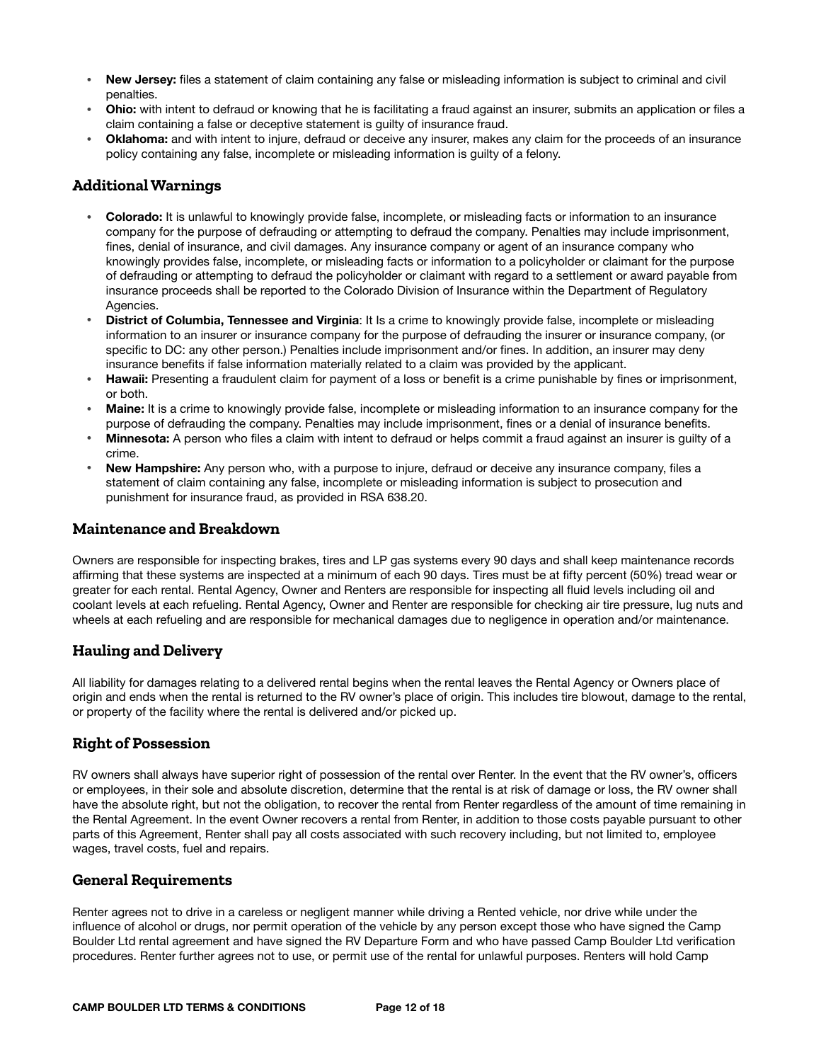- **New Jersey:** files a statement of claim containing any false or misleading information is subject to criminal and civil penalties.
- **Ohio:** with intent to defraud or knowing that he is facilitating a fraud against an insurer, submits an application or files a claim containing a false or deceptive statement is guilty of insurance fraud.
- **Oklahoma:** and with intent to injure, defraud or deceive any insurer, makes any claim for the proceeds of an insurance policy containing any false, incomplete or misleading information is guilty of a felony.

## Additional Warnings

- **Colorado:** It is unlawful to knowingly provide false, incomplete, or misleading facts or information to an insurance company for the purpose of defrauding or attempting to defraud the company. Penalties may include imprisonment, fines, denial of insurance, and civil damages. Any insurance company or agent of an insurance company who knowingly provides false, incomplete, or misleading facts or information to a policyholder or claimant for the purpose of defrauding or attempting to defraud the policyholder or claimant with regard to a settlement or award payable from insurance proceeds shall be reported to the Colorado Division of Insurance within the Department of Regulatory Agencies.
- **District of Columbia, Tennessee and Virginia**: It Is a crime to knowingly provide false, incomplete or misleading information to an insurer or insurance company for the purpose of defrauding the insurer or insurance company, (or specific to DC: any other person.) Penalties include imprisonment and/or fines. In addition, an insurer may deny insurance benefits if false information materially related to a claim was provided by the applicant.
- **Hawaii:** Presenting a fraudulent claim for payment of a loss or benefit is a crime punishable by fines or imprisonment, or both.
- **Maine:** It is a crime to knowingly provide false, incomplete or misleading information to an insurance company for the purpose of defrauding the company. Penalties may include imprisonment, fines or a denial of insurance benefits.
- **Minnesota:** A person who files a claim with intent to defraud or helps commit a fraud against an insurer is guilty of a crime.
- **New Hampshire:** Any person who, with a purpose to injure, defraud or deceive any insurance company, files a statement of claim containing any false, incomplete or misleading information is subject to prosecution and punishment for insurance fraud, as provided in RSA 638.20.

## Maintenance and Breakdown

Owners are responsible for inspecting brakes, tires and LP gas systems every 90 days and shall keep maintenance records affirming that these systems are inspected at a minimum of each 90 days. Tires must be at fifty percent (50%) tread wear or greater for each rental. Rental Agency, Owner and Renters are responsible for inspecting all fluid levels including oil and coolant levels at each refueling. Rental Agency, Owner and Renter are responsible for checking air tire pressure, lug nuts and wheels at each refueling and are responsible for mechanical damages due to negligence in operation and/or maintenance.

## Hauling and Delivery

All liability for damages relating to a delivered rental begins when the rental leaves the Rental Agency or Owners place of origin and ends when the rental is returned to the RV owner's place of origin. This includes tire blowout, damage to the rental, or property of the facility where the rental is delivered and/or picked up.

## Right of Possession

RV owners shall always have superior right of possession of the rental over Renter. In the event that the RV owner's, officers or employees, in their sole and absolute discretion, determine that the rental is at risk of damage or loss, the RV owner shall have the absolute right, but not the obligation, to recover the rental from Renter regardless of the amount of time remaining in the Rental Agreement. In the event Owner recovers a rental from Renter, in addition to those costs payable pursuant to other parts of this Agreement, Renter shall pay all costs associated with such recovery including, but not limited to, employee wages, travel costs, fuel and repairs.

## General Requirements

Renter agrees not to drive in a careless or negligent manner while driving a Rented vehicle, nor drive while under the influence of alcohol or drugs, nor permit operation of the vehicle by any person except those who have signed the Camp Boulder Ltd rental agreement and have signed the RV Departure Form and who have passed Camp Boulder Ltd verification procedures. Renter further agrees not to use, or permit use of the rental for unlawful purposes. Renters will hold Camp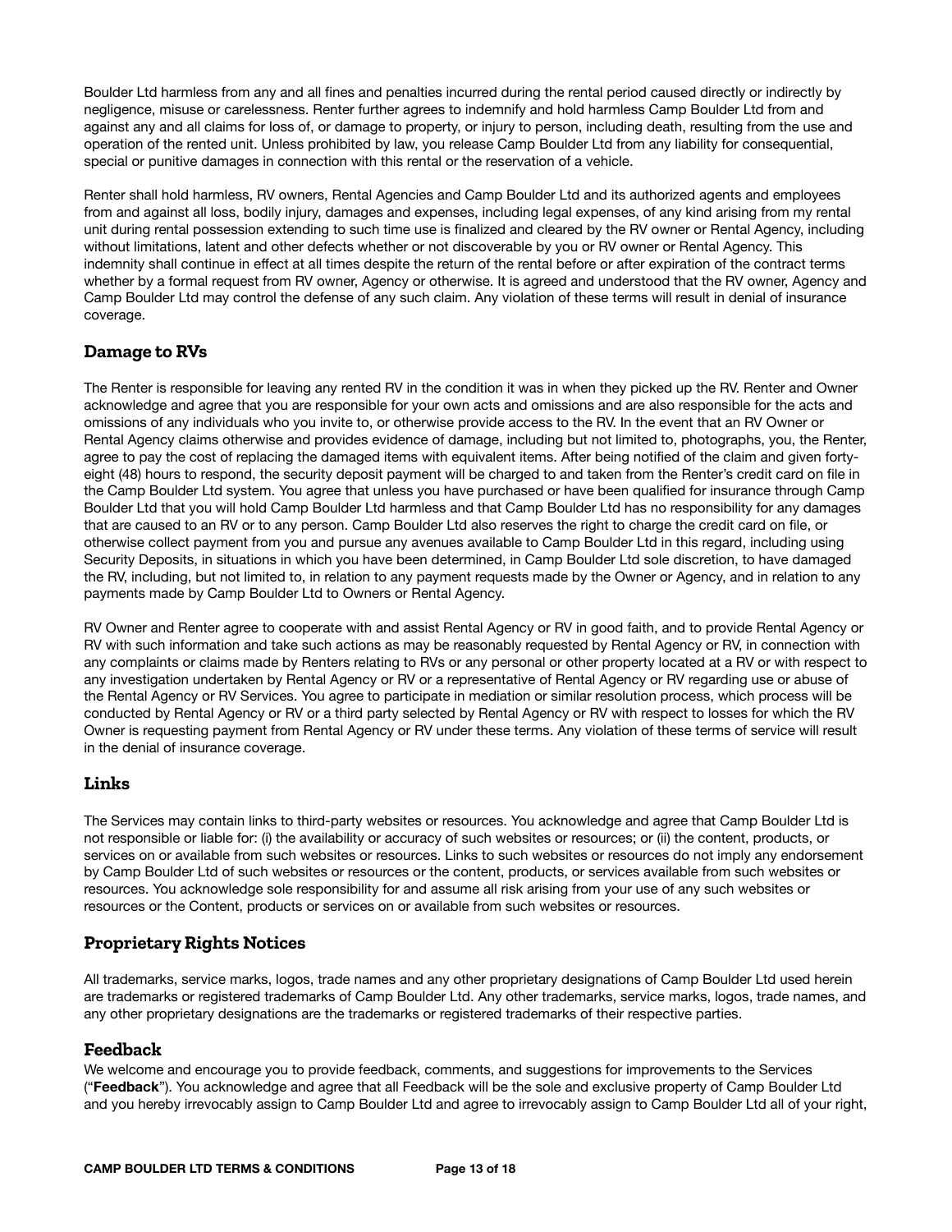Boulder Ltd harmless from any and all fines and penalties incurred during the rental period caused directly or indirectly by negligence, misuse or carelessness. Renter further agrees to indemnify and hold harmless Camp Boulder Ltd from and against any and all claims for loss of, or damage to property, or injury to person, including death, resulting from the use and operation of the rented unit. Unless prohibited by law, you release Camp Boulder Ltd from any liability for consequential, special or punitive damages in connection with this rental or the reservation of a vehicle.

Renter shall hold harmless, RV owners, Rental Agencies and Camp Boulder Ltd and its authorized agents and employees from and against all loss, bodily injury, damages and expenses, including legal expenses, of any kind arising from my rental unit during rental possession extending to such time use is finalized and cleared by the RV owner or Rental Agency, including without limitations, latent and other defects whether or not discoverable by you or RV owner or Rental Agency. This indemnity shall continue in effect at all times despite the return of the rental before or after expiration of the contract terms whether by a formal request from RV owner, Agency or otherwise. It is agreed and understood that the RV owner, Agency and Camp Boulder Ltd may control the defense of any such claim. Any violation of these terms will result in denial of insurance coverage.

## Damage to RVs

The Renter is responsible for leaving any rented RV in the condition it was in when they picked up the RV. Renter and Owner acknowledge and agree that you are responsible for your own acts and omissions and are also responsible for the acts and omissions of any individuals who you invite to, or otherwise provide access to the RV. In the event that an RV Owner or Rental Agency claims otherwise and provides evidence of damage, including but not limited to, photographs, you, the Renter, agree to pay the cost of replacing the damaged items with equivalent items. After being notified of the claim and given forty-eight (48) hours to respond, the security deposit payment will be charged to and taken from the Renter's credit card on file in the Camp Boulder Ltd system. You agree that unless you have purchased or have been qualified for insurance through Camp Boulder Ltd that you will hold Camp Boulder Ltd harmless and that Camp Boulder Ltd has no responsibility for any damages that are caused to an RV or to any person. Camp Boulder Ltd also reserves the right to charge the credit card on file, or otherwise collect payment from you and pursue any avenues available to Camp Boulder Ltd in this regard, including using Security Deposits, in situations in which you have been determined, in Camp Boulder Ltd sole discretion, to have damaged the RV, including, but not limited to, in relation to any payment requests made by the Owner or Agency, and in relation to any payments made by Camp Boulder Ltd to Owners or Rental Agency.

RV Owner and Renter agree to cooperate with and assist Rental Agency or RV in good faith, and to provide Rental Agency or RV with such information and take such actions as may be reasonably requested by Rental Agency or RV, in connection with any complaints or claims made by Renters relating to RVs or any personal or other property located at a RV or with respect to any investigation undertaken by Rental Agency or RV or a representative of Rental Agency or RV regarding use or abuse of the Rental Agency or RV Services. You agree to participate in mediation or similar resolution process, which process will be conducted by Rental Agency or RV or a third party selected by Rental Agency or RV with respect to losses for which the RV Owner is requesting payment from Rental Agency or RV under these terms. Any violation of these terms of service will result in the denial of insurance coverage.

## Links

The Services may contain links to third-party websites or resources. You acknowledge and agree that Camp Boulder Ltd is not responsible or liable for: (i) the availability or accuracy of such websites or resources; or (ii) the content, products, or services on or available from such websites or resources. Links to such websites or resources do not imply any endorsement by Camp Boulder Ltd of such websites or resources or the content, products, or services available from such websites or resources. You acknowledge sole responsibility for and assume all risk arising from your use of any such websites or resources or the Content, products or services on or available from such websites or resources.

## Proprietary Rights Notices

All trademarks, service marks, logos, trade names and any other proprietary designations of Camp Boulder Ltd used herein are trademarks or registered trademarks of Camp Boulder Ltd. Any other trademarks, service marks, logos, trade names, and any other proprietary designations are the trademarks or registered trademarks of their respective parties.

## Feedback

We welcome and encourage you to provide feedback, comments, and suggestions for improvements to the Services ("**Feedback**"). You acknowledge and agree that all Feedback will be the sole and exclusive property of Camp Boulder Ltd and you hereby irrevocably assign to Camp Boulder Ltd and agree to irrevocably assign to Camp Boulder Ltd all of your right,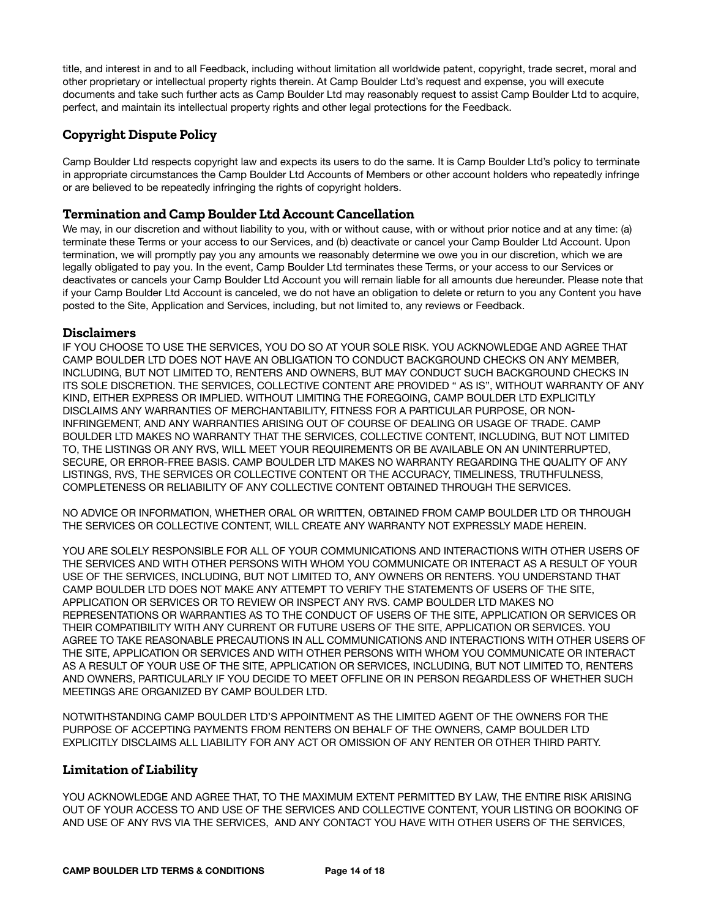title, and interest in and to all Feedback, including without limitation all worldwide patent, copyright, trade secret, moral and other proprietary or intellectual property rights therein. At Camp Boulder Ltd's request and expense, you will execute documents and take such further acts as Camp Boulder Ltd may reasonably request to assist Camp Boulder Ltd to acquire, perfect, and maintain its intellectual property rights and other legal protections for the Feedback.

## Copyright Dispute Policy

Camp Boulder Ltd respects copyright law and expects its users to do the same. It is Camp Boulder Ltd's policy to terminate in appropriate circumstances the Camp Boulder Ltd Accounts of Members or other account holders who repeatedly infringe or are believed to be repeatedly infringing the rights of copyright holders.

## Termination and Camp Boulder Ltd Account Cancellation

We may, in our discretion and without liability to you, with or without cause, with or without prior notice and at any time: (a) terminate these Terms or your access to our Services, and (b) deactivate or cancel your Camp Boulder Ltd Account. Upon termination, we will promptly pay you any amounts we reasonably determine we owe you in our discretion, which we are legally obligated to pay you. In the event, Camp Boulder Ltd terminates these Terms, or your access to our Services or deactivates or cancels your Camp Boulder Ltd Account you will remain liable for all amounts due hereunder. Please note that if your Camp Boulder Ltd Account is canceled, we do not have an obligation to delete or return to you any Content you have posted to the Site, Application and Services, including, but not limited to, any reviews or Feedback.

## Disclaimers

IF YOU CHOOSE TO USE THE SERVICES, YOU DO SO AT YOUR SOLE RISK. YOU ACKNOWLEDGE AND AGREE THAT CAMP BOULDER LTD DOES NOT HAVE AN OBLIGATION TO CONDUCT BACKGROUND CHECKS ON ANY MEMBER, INCLUDING, BUT NOT LIMITED TO, RENTERS AND OWNERS, BUT MAY CONDUCT SUCH BACKGROUND CHECKS IN ITS SOLE DISCRETION. THE SERVICES, COLLECTIVE CONTENT ARE PROVIDED " AS IS", WITHOUT WARRANTY OF ANY KIND, EITHER EXPRESS OR IMPLIED. WITHOUT LIMITING THE FOREGOING, CAMP BOULDER LTD EXPLICITLY DISCLAIMS ANY WARRANTIES OF MERCHANTABILITY, FITNESS FOR A PARTICULAR PURPOSE, OR NON-INFRINGEMENT, AND ANY WARRANTIES ARISING OUT OF COURSE OF DEALING OR USAGE OF TRADE. CAMP BOULDER LTD MAKES NO WARRANTY THAT THE SERVICES, COLLECTIVE CONTENT, INCLUDING, BUT NOT LIMITED TO, THE LISTINGS OR ANY RVS, WILL MEET YOUR REQUIREMENTS OR BE AVAILABLE ON AN UNINTERRUPTED, SECURE, OR ERROR-FREE BASIS. CAMP BOULDER LTD MAKES NO WARRANTY REGARDING THE QUALITY OF ANY LISTINGS, RVS, THE SERVICES OR COLLECTIVE CONTENT OR THE ACCURACY, TIMELINESS, TRUTHFULNESS, COMPLETENESS OR RELIABILITY OF ANY COLLECTIVE CONTENT OBTAINED THROUGH THE SERVICES.

NO ADVICE OR INFORMATION, WHETHER ORAL OR WRITTEN, OBTAINED FROM CAMP BOULDER LTD OR THROUGH THE SERVICES OR COLLECTIVE CONTENT, WILL CREATE ANY WARRANTY NOT EXPRESSLY MADE HEREIN.

YOU ARE SOLELY RESPONSIBLE FOR ALL OF YOUR COMMUNICATIONS AND INTERACTIONS WITH OTHER USERS OF THE SERVICES AND WITH OTHER PERSONS WITH WHOM YOU COMMUNICATE OR INTERACT AS A RESULT OF YOUR USE OF THE SERVICES, INCLUDING, BUT NOT LIMITED TO, ANY OWNERS OR RENTERS. YOU UNDERSTAND THAT CAMP BOULDER LTD DOES NOT MAKE ANY ATTEMPT TO VERIFY THE STATEMENTS OF USERS OF THE SITE, APPLICATION OR SERVICES OR TO REVIEW OR INSPECT ANY RVS. CAMP BOULDER LTD MAKES NO REPRESENTATIONS OR WARRANTIES AS TO THE CONDUCT OF USERS OF THE SITE, APPLICATION OR SERVICES OR THEIR COMPATIBILITY WITH ANY CURRENT OR FUTURE USERS OF THE SITE, APPLICATION OR SERVICES. YOU AGREE TO TAKE REASONABLE PRECAUTIONS IN ALL COMMUNICATIONS AND INTERACTIONS WITH OTHER USERS OF THE SITE, APPLICATION OR SERVICES AND WITH OTHER PERSONS WITH WHOM YOU COMMUNICATE OR INTERACT AS A RESULT OF YOUR USE OF THE SITE, APPLICATION OR SERVICES, INCLUDING, BUT NOT LIMITED TO, RENTERS AND OWNERS, PARTICULARLY IF YOU DECIDE TO MEET OFFLINE OR IN PERSON REGARDLESS OF WHETHER SUCH MEETINGS ARE ORGANIZED BY CAMP BOULDER LTD.

NOTWITHSTANDING CAMP BOULDER LTD'S APPOINTMENT AS THE LIMITED AGENT OF THE OWNERS FOR THE PURPOSE OF ACCEPTING PAYMENTS FROM RENTERS ON BEHALF OF THE OWNERS, CAMP BOULDER LTD EXPLICITLY DISCLAIMS ALL LIABILITY FOR ANY ACT OR OMISSION OF ANY RENTER OR OTHER THIRD PARTY.

## Limitation of Liability

YOU ACKNOWLEDGE AND AGREE THAT, TO THE MAXIMUM EXTENT PERMITTED BY LAW, THE ENTIRE RISK ARISING OUT OF YOUR ACCESS TO AND USE OF THE SERVICES AND COLLECTIVE CONTENT, YOUR LISTING OR BOOKING OF AND USE OF ANY RVS VIA THE SERVICES, AND ANY CONTACT YOU HAVE WITH OTHER USERS OF THE SERVICES,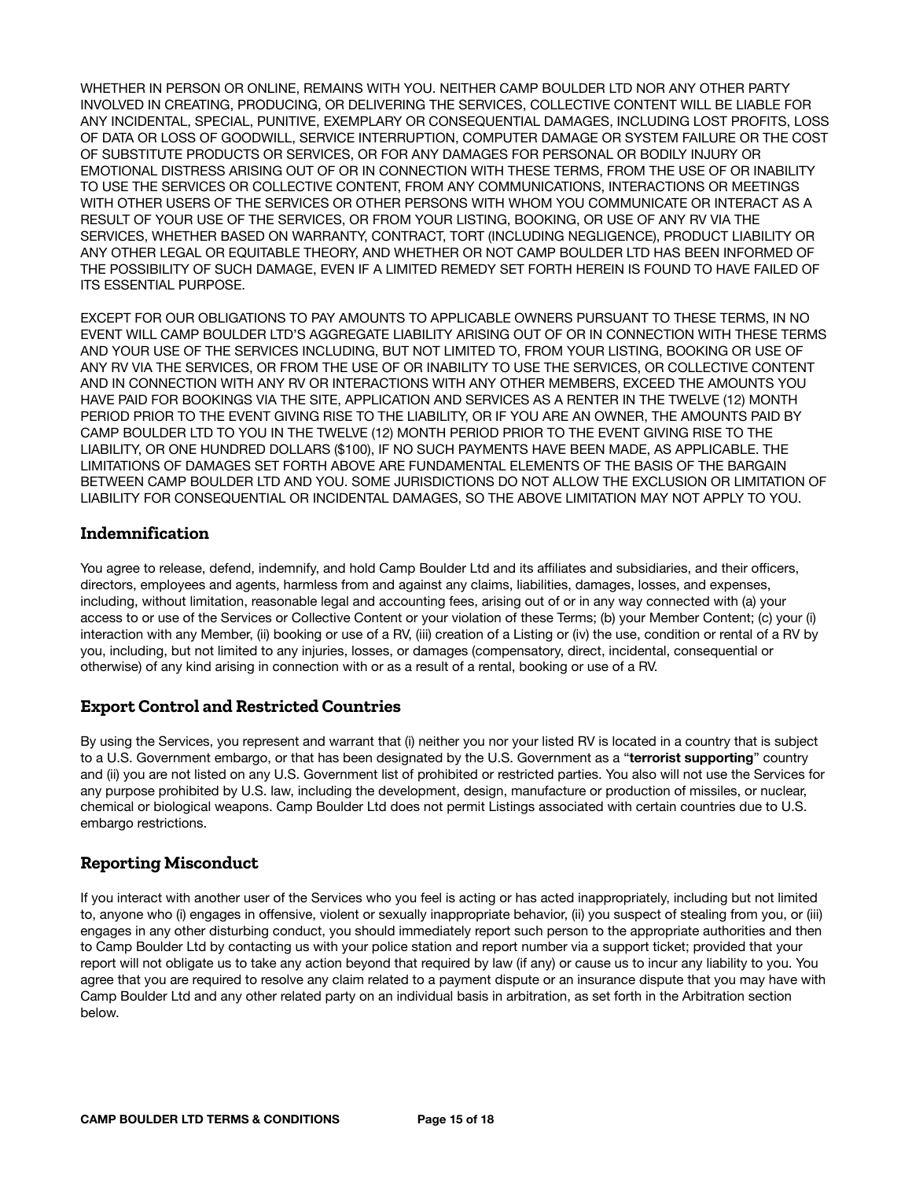WHETHER IN PERSON OR ONLINE, REMAINS WITH YOU. NEITHER CAMP BOULDER LTD NOR ANY OTHER PARTY INVOLVED IN CREATING, PRODUCING, OR DELIVERING THE SERVICES, COLLECTIVE CONTENT WILL BE LIABLE FOR ANY INCIDENTAL, SPECIAL, PUNITIVE, EXEMPLARY OR CONSEQUENTIAL DAMAGES, INCLUDING LOST PROFITS, LOSS OF DATA OR LOSS OF GOODWILL, SERVICE INTERRUPTION, COMPUTER DAMAGE OR SYSTEM FAILURE OR THE COST OF SUBSTITUTE PRODUCTS OR SERVICES, OR FOR ANY DAMAGES FOR PERSONAL OR BODILY INJURY OR EMOTIONAL DISTRESS ARISING OUT OF OR IN CONNECTION WITH THESE TERMS, FROM THE USE OF OR INABILITY TO USE THE SERVICES OR COLLECTIVE CONTENT, FROM ANY COMMUNICATIONS, INTERACTIONS OR MEETINGS WITH OTHER USERS OF THE SERVICES OR OTHER PERSONS WITH WHOM YOU COMMUNICATE OR INTERACT AS A RESULT OF YOUR USE OF THE SERVICES, OR FROM YOUR LISTING, BOOKING, OR USE OF ANY RV VIA THE SERVICES, WHETHER BASED ON WARRANTY, CONTRACT, TORT (INCLUDING NEGLIGENCE), PRODUCT LIABILITY OR ANY OTHER LEGAL OR EQUITABLE THEORY, AND WHETHER OR NOT CAMP BOULDER LTD HAS BEEN INFORMED OF THE POSSIBILITY OF SUCH DAMAGE, EVEN IF A LIMITED REMEDY SET FORTH HEREIN IS FOUND TO HAVE FAILED OF ITS ESSENTIAL PURPOSE.

EXCEPT FOR OUR OBLIGATIONS TO PAY AMOUNTS TO APPLICABLE OWNERS PURSUANT TO THESE TERMS, IN NO EVENT WILL CAMP BOULDER LTD'S AGGREGATE LIABILITY ARISING OUT OF OR IN CONNECTION WITH THESE TERMS AND YOUR USE OF THE SERVICES INCLUDING, BUT NOT LIMITED TO, FROM YOUR LISTING, BOOKING OR USE OF ANY RV VIA THE SERVICES, OR FROM THE USE OF OR INABILITY TO USE THE SERVICES, OR COLLECTIVE CONTENT AND IN CONNECTION WITH ANY RV OR INTERACTIONS WITH ANY OTHER MEMBERS, EXCEED THE AMOUNTS YOU HAVE PAID FOR BOOKINGS VIA THE SITE, APPLICATION AND SERVICES AS A RENTER IN THE TWELVE (12) MONTH PERIOD PRIOR TO THE EVENT GIVING RISE TO THE LIABILITY, OR IF YOU ARE AN OWNER, THE AMOUNTS PAID BY CAMP BOULDER LTD TO YOU IN THE TWELVE (12) MONTH PERIOD PRIOR TO THE EVENT GIVING RISE TO THE LIABILITY, OR ONE HUNDRED DOLLARS ($100), IF NO SUCH PAYMENTS HAVE BEEN MADE, AS APPLICABLE. THE LIMITATIONS OF DAMAGES SET FORTH ABOVE ARE FUNDAMENTAL ELEMENTS OF THE BASIS OF THE BARGAIN BETWEEN CAMP BOULDER LTD AND YOU. SOME JURISDICTIONS DO NOT ALLOW THE EXCLUSION OR LIMITATION OF LIABILITY FOR CONSEQUENTIAL OR INCIDENTAL DAMAGES, SO THE ABOVE LIMITATION MAY NOT APPLY TO YOU.

## Indemnification

You agree to release, defend, indemnify, and hold Camp Boulder Ltd and its affiliates and subsidiaries, and their officers, directors, employees and agents, harmless from and against any claims, liabilities, damages, losses, and expenses, including, without limitation, reasonable legal and accounting fees, arising out of or in any way connected with (a) your access to or use of the Services or Collective Content or your violation of these Terms; (b) your Member Content; (c) your (i) interaction with any Member, (ii) booking or use of a RV, (iii) creation of a Listing or (iv) the use, condition or rental of a RV by you, including, but not limited to any injuries, losses, or damages (compensatory, direct, incidental, consequential or otherwise) of any kind arising in connection with or as a result of a rental, booking or use of a RV.

## Export Control and Restricted Countries

By using the Services, you represent and warrant that (i) neither you nor your listed RV is located in a country that is subject to a U.S. Government embargo, or that has been designated by the U.S. Government as a "**terrorist supporting**" country and (ii) you are not listed on any U.S. Government list of prohibited or restricted parties. You also will not use the Services for any purpose prohibited by U.S. law, including the development, design, manufacture or production of missiles, or nuclear, chemical or biological weapons. Camp Boulder Ltd does not permit Listings associated with certain countries due to U.S. embargo restrictions.

## Reporting Misconduct

If you interact with another user of the Services who you feel is acting or has acted inappropriately, including but not limited to, anyone who (i) engages in offensive, violent or sexually inappropriate behavior, (ii) you suspect of stealing from you, or (iii) engages in any other disturbing conduct, you should immediately report such person to the appropriate authorities and then to Camp Boulder Ltd by contacting us with your police station and report number via a support ticket; provided that your report will not obligate us to take any action beyond that required by law (if any) or cause us to incur any liability to you. You agree that you are required to resolve any claim related to a payment dispute or an insurance dispute that you may have with Camp Boulder Ltd and any other related party on an individual basis in arbitration, as set forth in the Arbitration section below.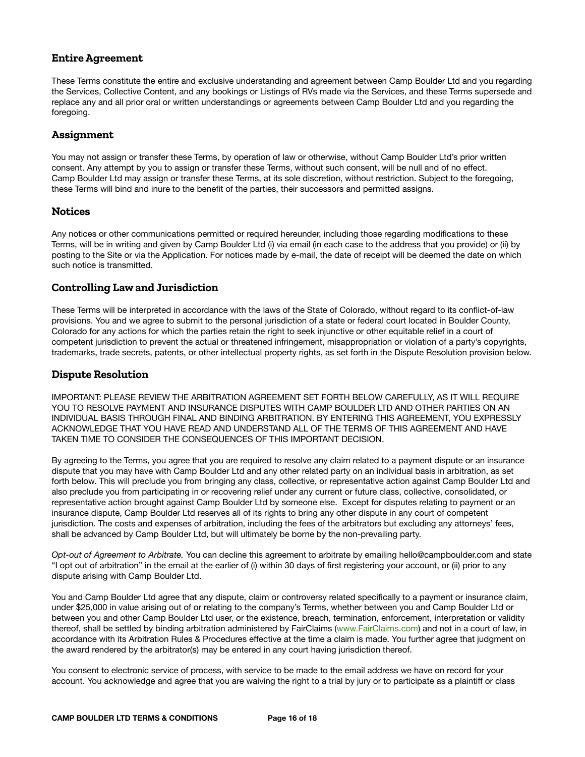## Entire Agreement

These Terms constitute the entire and exclusive understanding and agreement between Camp Boulder Ltd and you regarding the Services, Collective Content, and any bookings or Listings of RVs made via the Services, and these Terms supersede and replace any and all prior oral or written understandings or agreements between Camp Boulder Ltd and you regarding the foregoing.

## Assignment

You may not assign or transfer these Terms, by operation of law or otherwise, without Camp Boulder Ltd's prior written consent. Any attempt by you to assign or transfer these Terms, without such consent, will be null and of no effect. Camp Boulder Ltd may assign or transfer these Terms, at its sole discretion, without restriction. Subject to the foregoing, these Terms will bind and inure to the benefit of the parties, their successors and permitted assigns.

## Notices

Any notices or other communications permitted or required hereunder, including those regarding modifications to these Terms, will be in writing and given by Camp Boulder Ltd (i) via email (in each case to the address that you provide) or (ii) by posting to the Site or via the Application. For notices made by e-mail, the date of receipt will be deemed the date on which such notice is transmitted.

## Controlling Law and Jurisdiction

These Terms will be interpreted in accordance with the laws of the State of Colorado, without regard to its conflict-of-law provisions. You and we agree to submit to the personal jurisdiction of a state or federal court located in Boulder County, Colorado for any actions for which the parties retain the right to seek injunctive or other equitable relief in a court of competent jurisdiction to prevent the actual or threatened infringement, misappropriation or violation of a party's copyrights, trademarks, trade secrets, patents, or other intellectual property rights, as set forth in the Dispute Resolution provision below.

## Dispute Resolution

IMPORTANT: PLEASE REVIEW THE ARBITRATION AGREEMENT SET FORTH BELOW CAREFULLY, AS IT WILL REQUIRE YOU TO RESOLVE PAYMENT AND INSURANCE DISPUTES WITH CAMP BOULDER LTD AND OTHER PARTIES ON AN INDIVIDUAL BASIS THROUGH FINAL AND BINDING ARBITRATION. BY ENTERING THIS AGREEMENT, YOU EXPRESSLY ACKNOWLEDGE THAT YOU HAVE READ AND UNDERSTAND ALL OF THE TERMS OF THIS AGREEMENT AND HAVE TAKEN TIME TO CONSIDER THE CONSEQUENCES OF THIS IMPORTANT DECISION.

By agreeing to the Terms, you agree that you are required to resolve any claim related to a payment dispute or an insurance dispute that you may have with Camp Boulder Ltd and any other related party on an individual basis in arbitration, as set forth below. This will preclude you from bringing any class, collective, or representative action against Camp Boulder Ltd and also preclude you from participating in or recovering relief under any current or future class, collective, consolidated, or representative action brought against Camp Boulder Ltd by someone else. Except for disputes relating to payment or an insurance dispute, Camp Boulder Ltd reserves all of its rights to bring any other dispute in any court of competent jurisdiction. The costs and expenses of arbitration, including the fees of the arbitrators but excluding any attorneys' fees, shall be advanced by Camp Boulder Ltd, but will ultimately be borne by the non-prevailing party.

*Opt-out of Agreement to Arbitrate.* You can decline this agreement to arbitrate by emailing hello@campboulder.com and state "I opt out of arbitration" in the email at the earlier of (i) within 30 days of first registering your account, or (ii) prior to any dispute arising with Camp Boulder Ltd.

You and Camp Boulder Ltd agree that any dispute, claim or controversy related specifically to a payment or insurance claim, under $25,000 in value arising out of or relating to the company's Terms, whether between you and Camp Boulder Ltd or between you and other Camp Boulder Ltd user, or the existence, breach, termination, enforcement, interpretation or validity thereof, shall be settled by binding arbitration administered by FairClaims (www.FairClaims.com) and not in a court of law, in accordance with its Arbitration Rules & Procedures effective at the time a claim is made. You further agree that judgment on the award rendered by the arbitrator(s) may be entered in any court having jurisdiction thereof.

You consent to electronic service of process, with service to be made to the email address we have on record for your account. You acknowledge and agree that you are waiving the right to a trial by jury or to participate as a plaintiff or class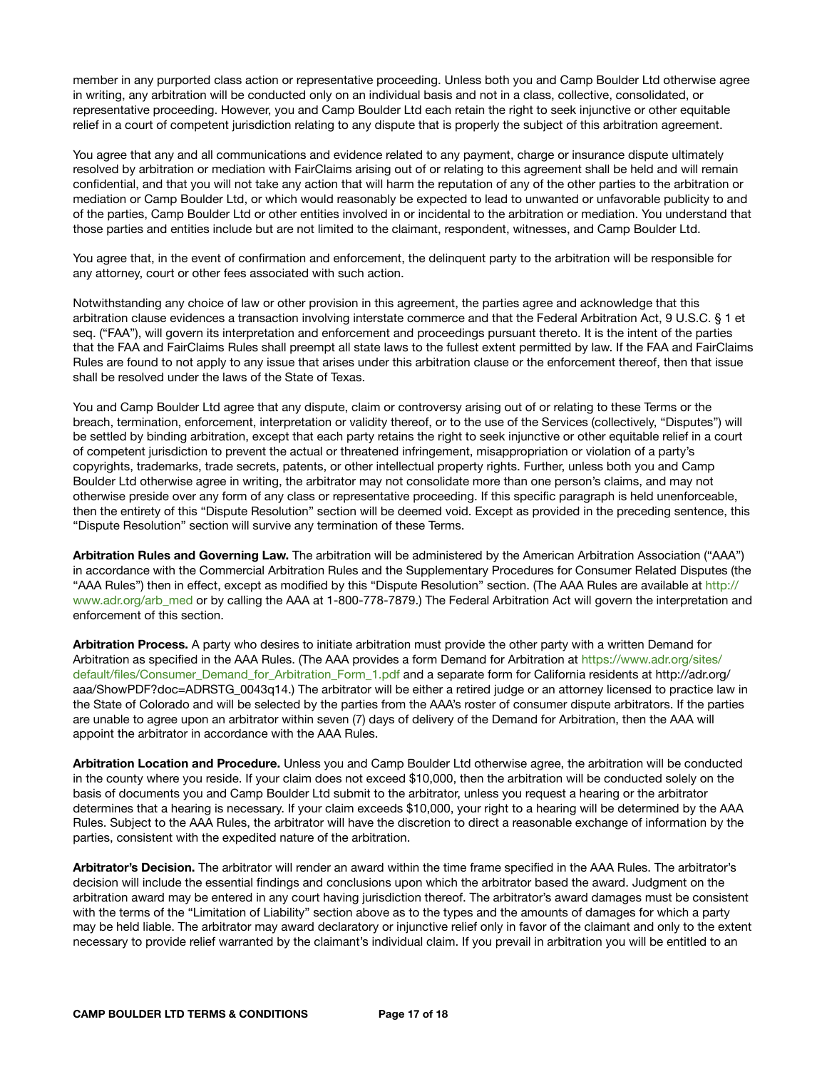member in any purported class action or representative proceeding. Unless both you and Camp Boulder Ltd otherwise agree in writing, any arbitration will be conducted only on an individual basis and not in a class, collective, consolidated, or representative proceeding. However, you and Camp Boulder Ltd each retain the right to seek injunctive or other equitable relief in a court of competent jurisdiction relating to any dispute that is properly the subject of this arbitration agreement.

You agree that any and all communications and evidence related to any payment, charge or insurance dispute ultimately resolved by arbitration or mediation with FairClaims arising out of or relating to this agreement shall be held and will remain confidential, and that you will not take any action that will harm the reputation of any of the other parties to the arbitration or mediation or Camp Boulder Ltd, or which would reasonably be expected to lead to unwanted or unfavorable publicity to and of the parties, Camp Boulder Ltd or other entities involved in or incidental to the arbitration or mediation. You understand that those parties and entities include but are not limited to the claimant, respondent, witnesses, and Camp Boulder Ltd.

You agree that, in the event of confirmation and enforcement, the delinquent party to the arbitration will be responsible for any attorney, court or other fees associated with such action.

Notwithstanding any choice of law or other provision in this agreement, the parties agree and acknowledge that this arbitration clause evidences a transaction involving interstate commerce and that the Federal Arbitration Act, 9 U.S.C. § 1 et seq. ("FAA"), will govern its interpretation and enforcement and proceedings pursuant thereto. It is the intent of the parties that the FAA and FairClaims Rules shall preempt all state laws to the fullest extent permitted by law. If the FAA and FairClaims Rules are found to not apply to any issue that arises under this arbitration clause or the enforcement thereof, then that issue shall be resolved under the laws of the State of Texas.

You and Camp Boulder Ltd agree that any dispute, claim or controversy arising out of or relating to these Terms or the breach, termination, enforcement, interpretation or validity thereof, or to the use of the Services (collectively, "Disputes") will be settled by binding arbitration, except that each party retains the right to seek injunctive or other equitable relief in a court of competent jurisdiction to prevent the actual or threatened infringement, misappropriation or violation of a party's copyrights, trademarks, trade secrets, patents, or other intellectual property rights. Further, unless both you and Camp Boulder Ltd otherwise agree in writing, the arbitrator may not consolidate more than one person's claims, and may not otherwise preside over any form of any class or representative proceeding. If this specific paragraph is held unenforceable, then the entirety of this "Dispute Resolution" section will be deemed void. Except as provided in the preceding sentence, this "Dispute Resolution" section will survive any termination of these Terms.

**Arbitration Rules and Governing Law.** The arbitration will be administered by the American Arbitration Association ("AAA") in accordance with the Commercial Arbitration Rules and the Supplementary Procedures for Consumer Related Disputes (the "AAA Rules") then in effect, except as modified by this "Dispute Resolution" section. (The AAA Rules are available at http://www.adr.org/arb_med or by calling the AAA at 1-800-778-7879.) The Federal Arbitration Act will govern the interpretation and enforcement of this section.

**Arbitration Process.** A party who desires to initiate arbitration must provide the other party with a written Demand for Arbitration as specified in the AAA Rules. (The AAA provides a form Demand for Arbitration at https://www.adr.org/sites/default/files/Consumer_Demand_for_Arbitration_Form_1.pdf and a separate form for California residents at http://adr.org/aaa/ShowPDF?doc=ADRSTG_0043q14.) The arbitrator will be either a retired judge or an attorney licensed to practice law in the State of Colorado and will be selected by the parties from the AAA's roster of consumer dispute arbitrators. If the parties are unable to agree upon an arbitrator within seven (7) days of delivery of the Demand for Arbitration, then the AAA will appoint the arbitrator in accordance with the AAA Rules.

**Arbitration Location and Procedure.** Unless you and Camp Boulder Ltd otherwise agree, the arbitration will be conducted in the county where you reside. If your claim does not exceed $10,000, then the arbitration will be conducted solely on the basis of documents you and Camp Boulder Ltd submit to the arbitrator, unless you request a hearing or the arbitrator determines that a hearing is necessary. If your claim exceeds $10,000, your right to a hearing will be determined by the AAA Rules. Subject to the AAA Rules, the arbitrator will have the discretion to direct a reasonable exchange of information by the parties, consistent with the expedited nature of the arbitration.

**Arbitrator's Decision.** The arbitrator will render an award within the time frame specified in the AAA Rules. The arbitrator's decision will include the essential findings and conclusions upon which the arbitrator based the award. Judgment on the arbitration award may be entered in any court having jurisdiction thereof. The arbitrator's award damages must be consistent with the terms of the "Limitation of Liability" section above as to the types and the amounts of damages for which a party may be held liable. The arbitrator may award declaratory or injunctive relief only in favor of the claimant and only to the extent necessary to provide relief warranted by the claimant's individual claim. If you prevail in arbitration you will be entitled to an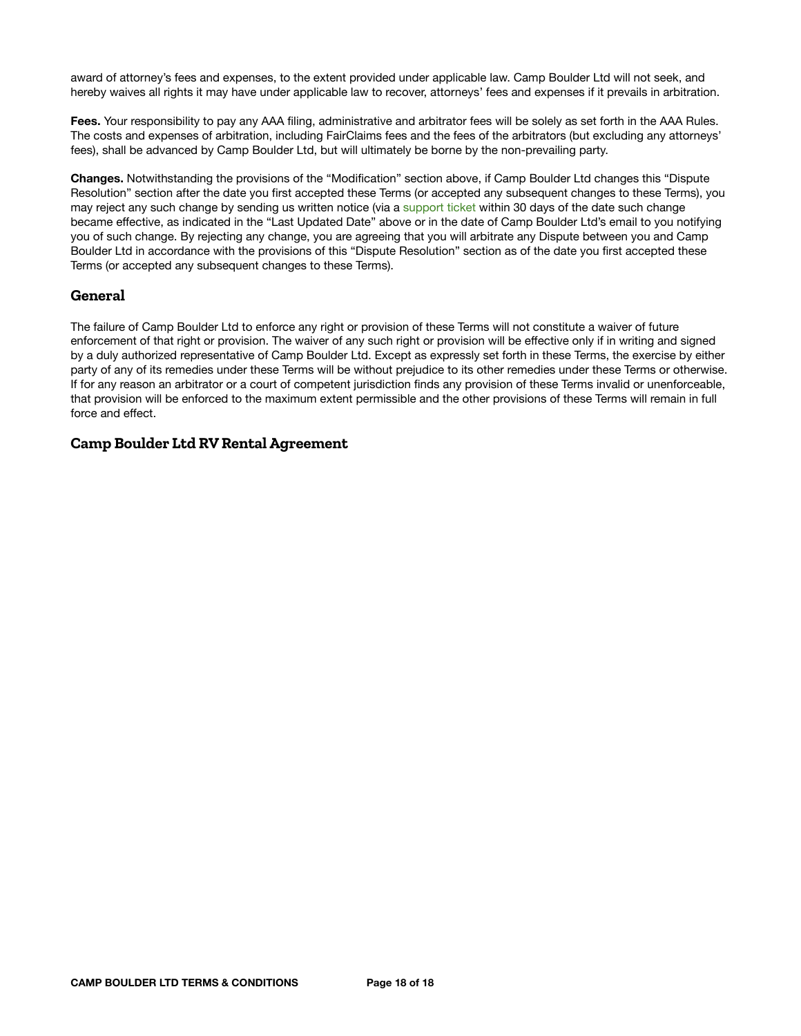award of attorney's fees and expenses, to the extent provided under applicable law. Camp Boulder Ltd will not seek, and hereby waives all rights it may have under applicable law to recover, attorneys' fees and expenses if it prevails in arbitration.

**Fees.** Your responsibility to pay any AAA filing, administrative and arbitrator fees will be solely as set forth in the AAA Rules. The costs and expenses of arbitration, including FairClaims fees and the fees of the arbitrators (but excluding any attorneys' fees), shall be advanced by Camp Boulder Ltd, but will ultimately be borne by the non-prevailing party.

**Changes.** Notwithstanding the provisions of the "Modification" section above, if Camp Boulder Ltd changes this "Dispute Resolution" section after the date you first accepted these Terms (or accepted any subsequent changes to these Terms), you may reject any such change by sending us written notice (via a support ticket within 30 days of the date such change became effective, as indicated in the "Last Updated Date" above or in the date of Camp Boulder Ltd's email to you notifying you of such change. By rejecting any change, you are agreeing that you will arbitrate any Dispute between you and Camp Boulder Ltd in accordance with the provisions of this "Dispute Resolution" section as of the date you first accepted these Terms (or accepted any subsequent changes to these Terms).

## General

The failure of Camp Boulder Ltd to enforce any right or provision of these Terms will not constitute a waiver of future enforcement of that right or provision. The waiver of any such right or provision will be effective only if in writing and signed by a duly authorized representative of Camp Boulder Ltd. Except as expressly set forth in these Terms, the exercise by either party of any of its remedies under these Terms will be without prejudice to its other remedies under these Terms or otherwise. If for any reason an arbitrator or a court of competent jurisdiction finds any provision of these Terms invalid or unenforceable, that provision will be enforced to the maximum extent permissible and the other provisions of these Terms will remain in full force and effect.

## Camp Boulder Ltd RV Rental Agreement